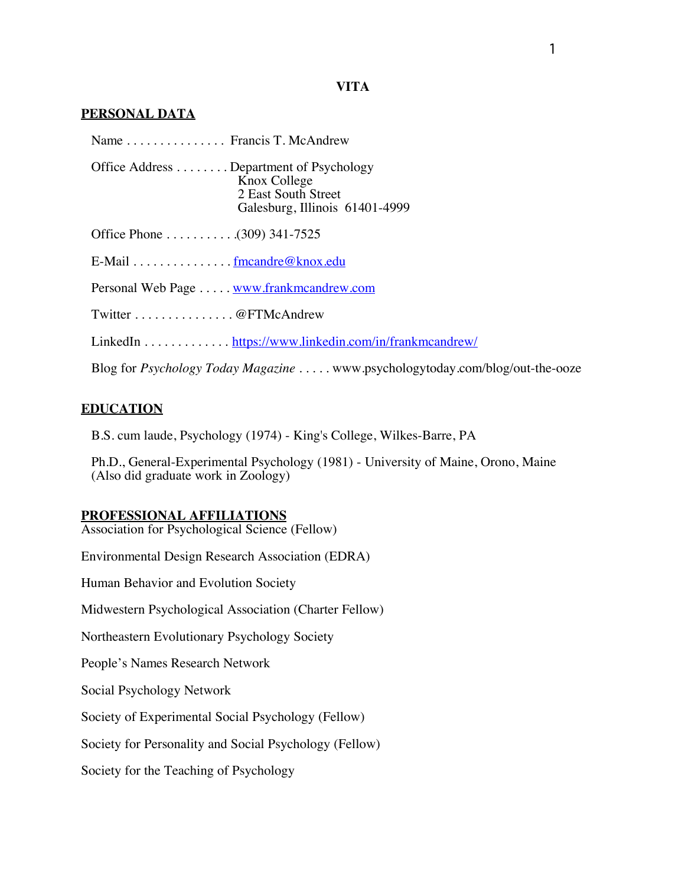# VITA

## PERSONAL DATA

Name . . . . . . . . . . . . . . . Francis T. McAndrew

Office Address . . . . . . . . Department of Psychology
Knox College
2 East South Street
Galesburg, Illinois 61401-4999

Office Phone . . . . . . . . . . .(309) 341-7525

E-Mail . . . . . . . . . . . . . . . fmcandre@knox.edu

Personal Web Page . . . . . www.frankmcandrew.com

Twitter . . . . . . . . . . . . . . . @FTMcAndrew

LinkedIn . . . . . . . . . . . . . https://www.linkedin.com/in/frankmcandrew/

Blog for *Psychology Today Magazine* . . . . . www.psychologytoday.com/blog/out-the-ooze

## EDUCATION

B.S. cum laude, Psychology (1974) - King's College, Wilkes-Barre, PA

Ph.D., General-Experimental Psychology (1981) - University of Maine, Orono, Maine
(Also did graduate work in Zoology)

## PROFESSIONAL AFFILIATIONS

Association for Psychological Science (Fellow)

Environmental Design Research Association (EDRA)

Human Behavior and Evolution Society

Midwestern Psychological Association (Charter Fellow)

Northeastern Evolutionary Psychology Society

People's Names Research Network

Social Psychology Network

Society of Experimental Social Psychology (Fellow)

Society for Personality and Social Psychology (Fellow)

Society for the Teaching of Psychology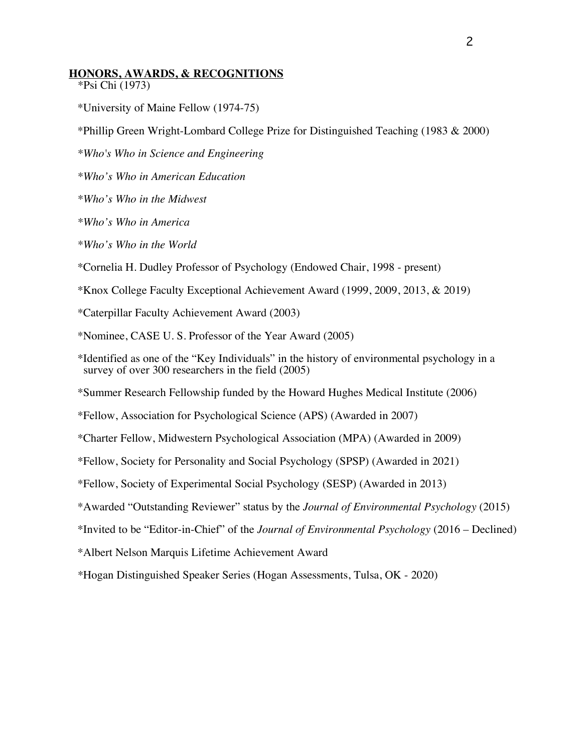## HONORS, AWARDS, & RECOGNITIONS

*Psi Chi (1973)

*University of Maine Fellow (1974-75)

*Phillip Green Wright-Lombard College Prize for Distinguished Teaching (1983 & 2000)

**Who's Who in Science and Engineering*

**Who's Who in American Education*

**Who's Who in the Midwest*

**Who's Who in America*

**Who's Who in the World*

*Cornelia H. Dudley Professor of Psychology (Endowed Chair, 1998 - present)

*Knox College Faculty Exceptional Achievement Award (1999, 2009, 2013, & 2019)

*Caterpillar Faculty Achievement Award (2003)

*Nominee, CASE U. S. Professor of the Year Award (2005)

*Identified as one of the "Key Individuals" in the history of environmental psychology in a survey of over 300 researchers in the field (2005)

*Summer Research Fellowship funded by the Howard Hughes Medical Institute (2006)

*Fellow, Association for Psychological Science (APS) (Awarded in 2007)

*Charter Fellow, Midwestern Psychological Association (MPA) (Awarded in 2009)

*Fellow, Society for Personality and Social Psychology (SPSP) (Awarded in 2021)

*Fellow, Society of Experimental Social Psychology (SESP) (Awarded in 2013)

*Awarded "Outstanding Reviewer" status by the *Journal of Environmental Psychology* (2015)

*Invited to be "Editor-in-Chief" of the *Journal of Environmental Psychology* (2016 – Declined)

*Albert Nelson Marquis Lifetime Achievement Award

*Hogan Distinguished Speaker Series (Hogan Assessments, Tulsa, OK - 2020)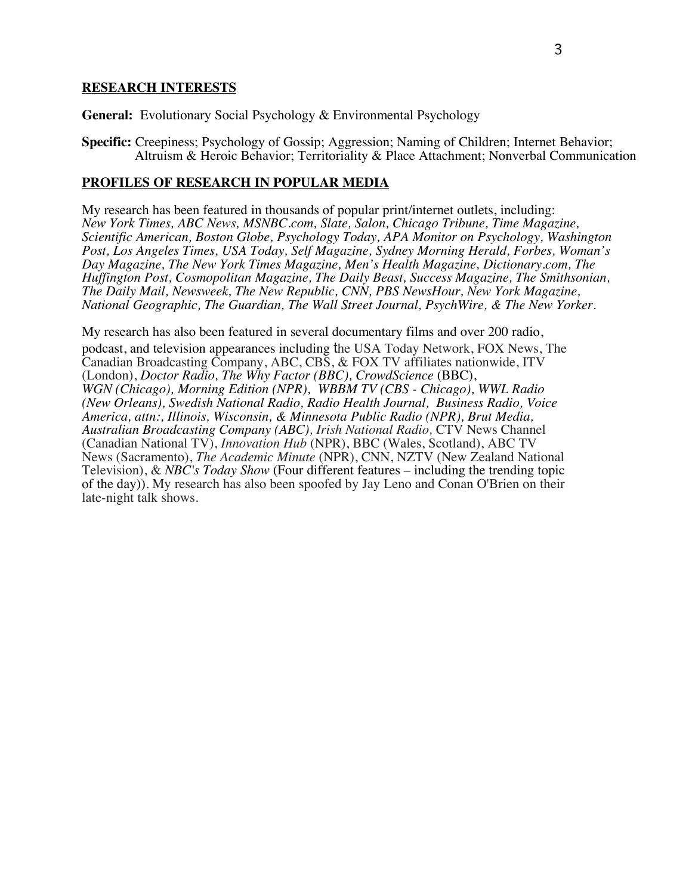## RESEARCH INTERESTS

**General:** Evolutionary Social Psychology & Environmental Psychology

**Specific:** Creepiness; Psychology of Gossip; Aggression; Naming of Children; Internet Behavior; Altruism & Heroic Behavior; Territoriality & Place Attachment; Nonverbal Communication

## PROFILES OF RESEARCH IN POPULAR MEDIA

My research has been featured in thousands of popular print/internet outlets, including: *New York Times, ABC News, MSNBC.com, Slate, Salon, Chicago Tribune, Time Magazine, Scientific American, Boston Globe, Psychology Today, APA Monitor on Psychology, Washington Post, Los Angeles Times, USA Today, Self Magazine, Sydney Morning Herald, Forbes, Woman's Day Magazine, The New York Times Magazine, Men's Health Magazine, Dictionary.com, The Huffington Post, Cosmopolitan Magazine, The Daily Beast, Success Magazine, The Smithsonian, The Daily Mail, Newsweek, The New Republic, CNN, PBS NewsHour, New York Magazine, National Geographic, The Guardian, The Wall Street Journal, PsychWire, & The New Yorker.*

My research has also been featured in several documentary films and over 200 radio, podcast, and television appearances including the USA Today Network, FOX News, The Canadian Broadcasting Company, ABC, CBS, & FOX TV affiliates nationwide, ITV (London), *Doctor Radio, The Why Factor (BBC), CrowdScience* (BBC), *WGN (Chicago), Morning Edition (NPR), WBBM TV (CBS - Chicago), WWL Radio (New Orleans), Swedish National Radio, Radio Health Journal, Business Radio, Voice America, attn:, Illinois, Wisconsin, & Minnesota Public Radio (NPR), Brut Media, Australian Broadcasting Company (ABC), Irish National Radio,* CTV News Channel (Canadian National TV), *Innovation Hub* (NPR), BBC (Wales, Scotland), ABC TV News (Sacramento), *The Academic Minute* (NPR), CNN, NZTV (New Zealand National Television), & *NBC's Today Show* (Four different features – including the trending topic of the day)). My research has also been spoofed by Jay Leno and Conan O'Brien on their late-night talk shows.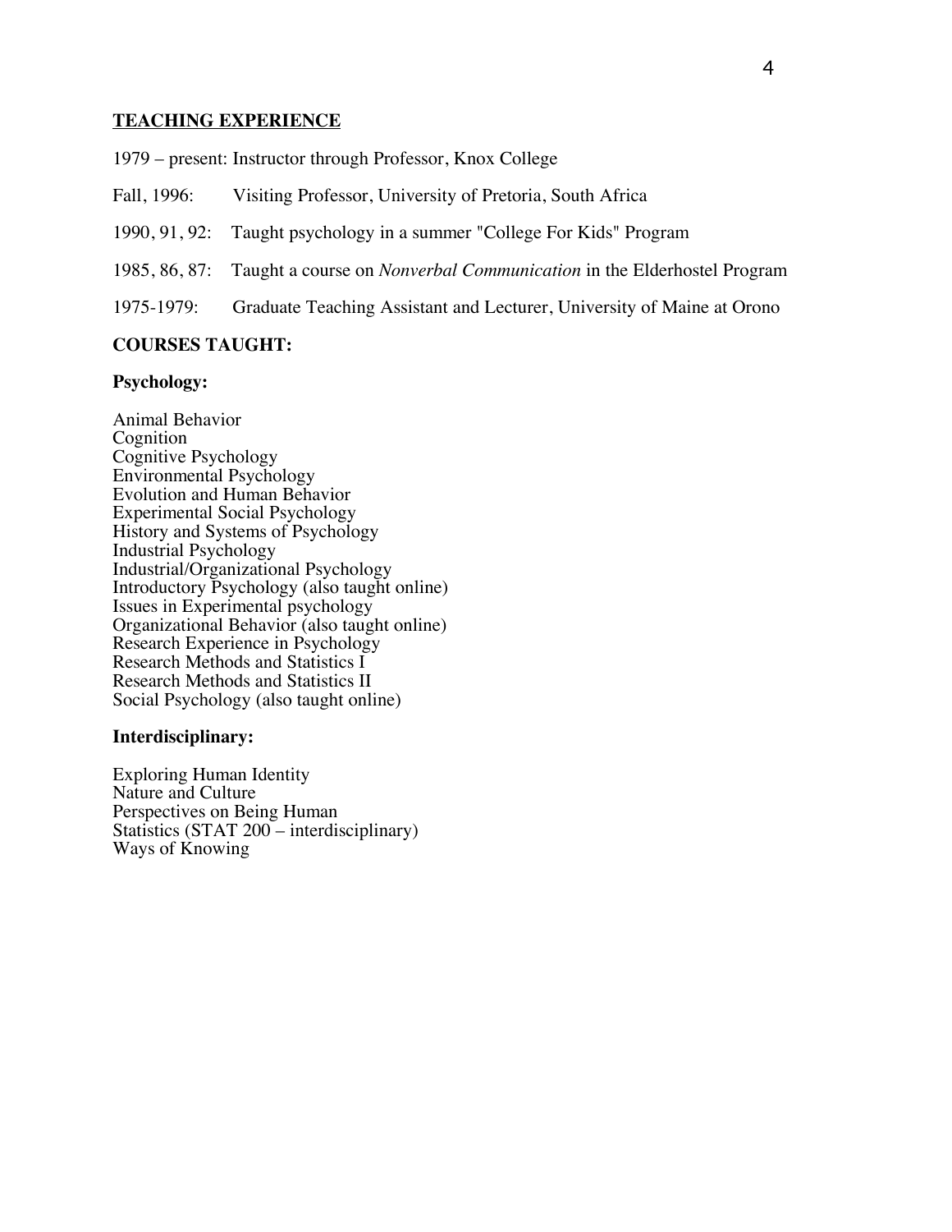## TEACHING EXPERIENCE

1979 – present: Instructor through Professor, Knox College

Fall, 1996: Visiting Professor, University of Pretoria, South Africa

1990, 91, 92: Taught psychology in a summer "College For Kids" Program

1985, 86, 87: Taught a course on *Nonverbal Communication* in the Elderhostel Program

1975-1979: Graduate Teaching Assistant and Lecturer, University of Maine at Orono

### COURSES TAUGHT:

#### Psychology:

Animal Behavior
Cognition
Cognitive Psychology
Environmental Psychology
Evolution and Human Behavior
Experimental Social Psychology
History and Systems of Psychology
Industrial Psychology
Industrial/Organizational Psychology
Introductory Psychology (also taught online)
Issues in Experimental psychology
Organizational Behavior (also taught online)
Research Experience in Psychology
Research Methods and Statistics I
Research Methods and Statistics II
Social Psychology (also taught online)

#### Interdisciplinary:

Exploring Human Identity
Nature and Culture
Perspectives on Being Human
Statistics (STAT 200 – interdisciplinary)
Ways of Knowing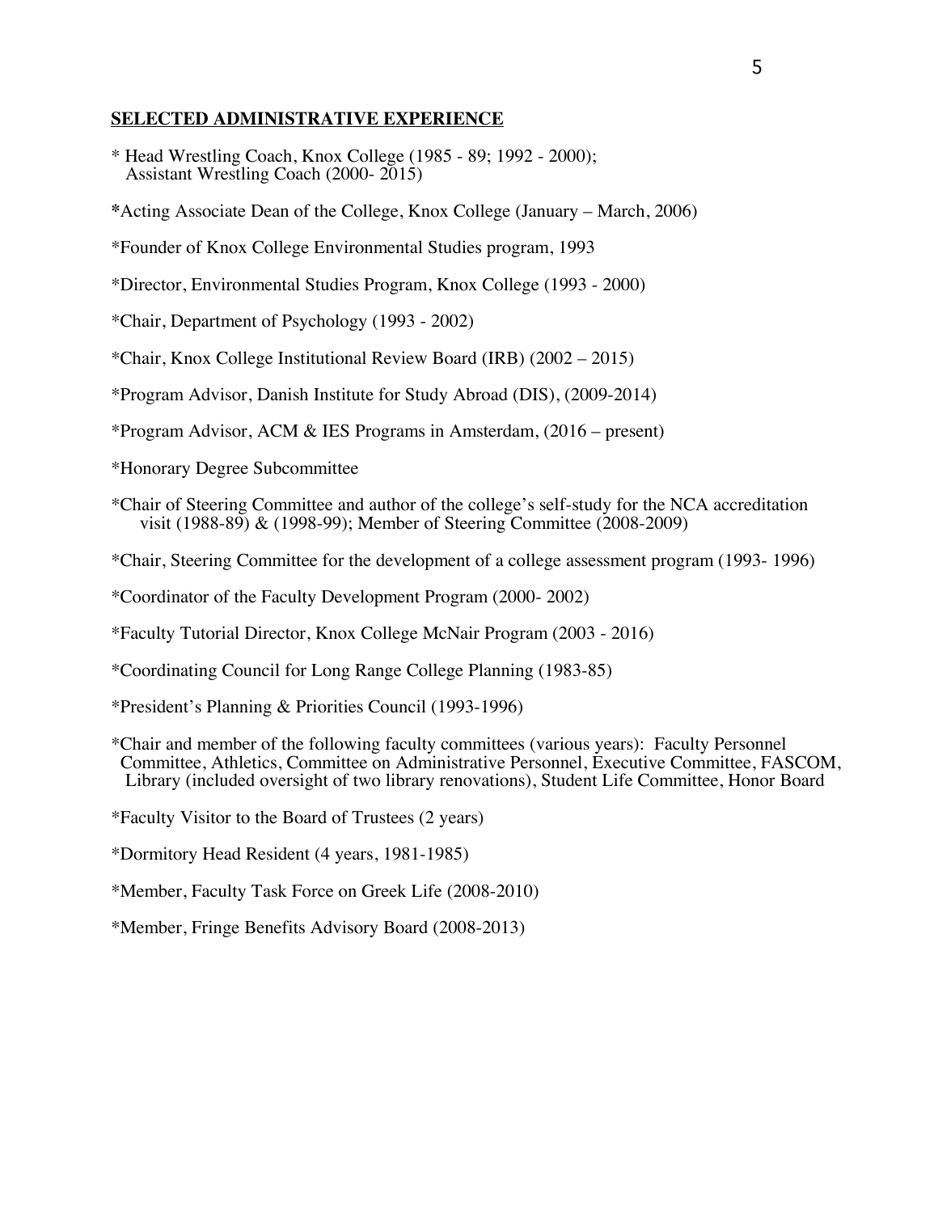**SELECTED ADMINISTRATIVE EXPERIENCE**

* Head Wrestling Coach, Knox College (1985 - 89; 1992 - 2000);
  Assistant Wrestling Coach (2000- 2015)

*Acting Associate Dean of the College, Knox College (January – March, 2006)

*Founder of Knox College Environmental Studies program, 1993

*Director, Environmental Studies Program, Knox College (1993 - 2000)

*Chair, Department of Psychology (1993 - 2002)

*Chair, Knox College Institutional Review Board (IRB) (2002 – 2015)

*Program Advisor, Danish Institute for Study Abroad (DIS), (2009-2014)

*Program Advisor, ACM & IES Programs in Amsterdam, (2016 – present)

*Honorary Degree Subcommittee

*Chair of Steering Committee and author of the college's self-study for the NCA accreditation visit (1988-89) & (1998-99); Member of Steering Committee (2008-2009)

*Chair, Steering Committee for the development of a college assessment program (1993- 1996)

*Coordinator of the Faculty Development Program (2000- 2002)

*Faculty Tutorial Director, Knox College McNair Program (2003 - 2016)

*Coordinating Council for Long Range College Planning (1983-85)

*President's Planning & Priorities Council (1993-1996)

*Chair and member of the following faculty committees (various years): Faculty Personnel Committee, Athletics, Committee on Administrative Personnel, Executive Committee, FASCOM, Library (included oversight of two library renovations), Student Life Committee, Honor Board

*Faculty Visitor to the Board of Trustees (2 years)

*Dormitory Head Resident (4 years, 1981-1985)

*Member, Faculty Task Force on Greek Life (2008-2010)

*Member, Fringe Benefits Advisory Board (2008-2013)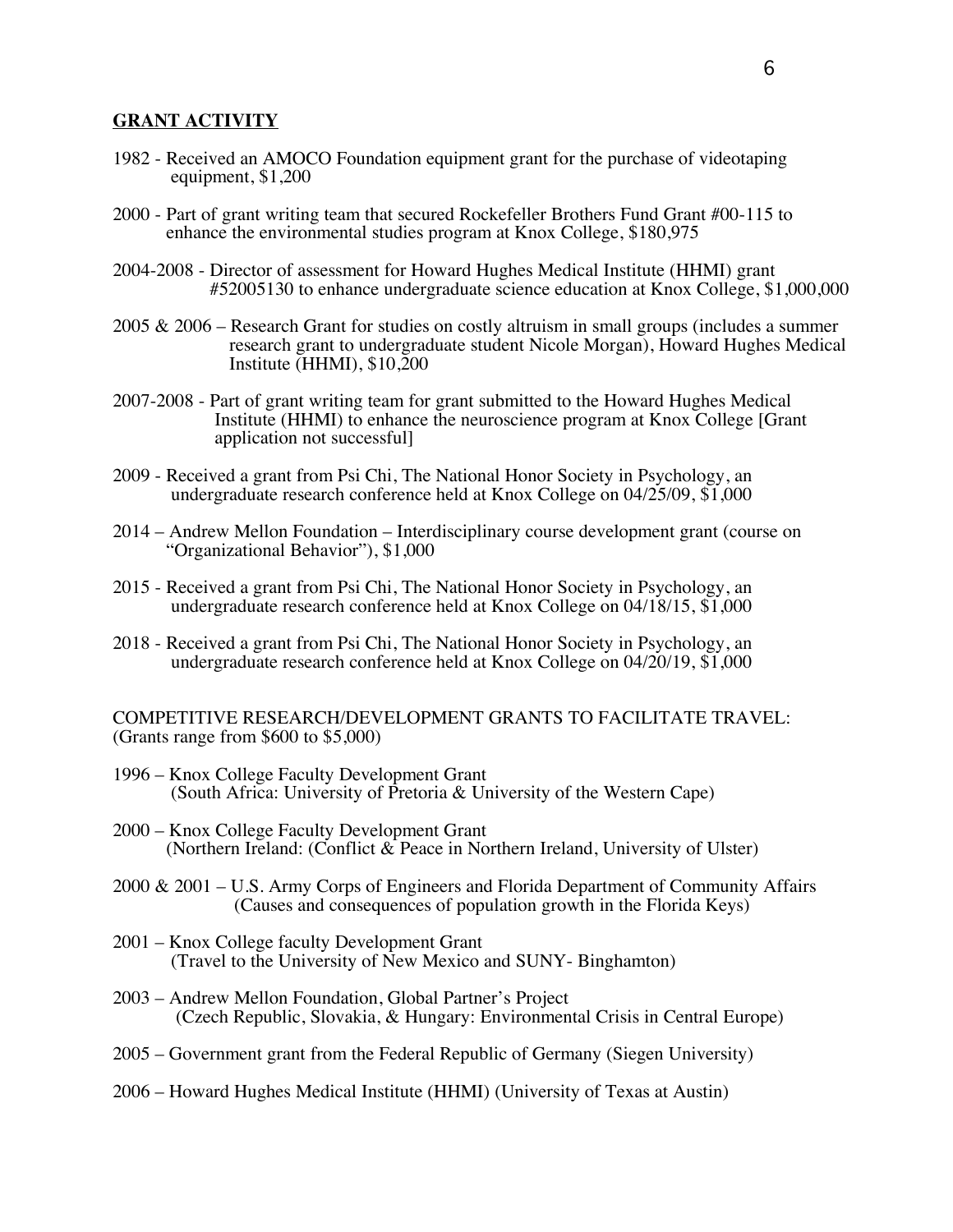## GRANT ACTIVITY

1982 - Received an AMOCO Foundation equipment grant for the purchase of videotaping equipment, $1,200

2000 - Part of grant writing team that secured Rockefeller Brothers Fund Grant #00-115 to enhance the environmental studies program at Knox College, $180,975

2004-2008 - Director of assessment for Howard Hughes Medical Institute (HHMI) grant #52005130 to enhance undergraduate science education at Knox College, $1,000,000

2005 & 2006 – Research Grant for studies on costly altruism in small groups (includes a summer research grant to undergraduate student Nicole Morgan), Howard Hughes Medical Institute (HHMI), $10,200

2007-2008 - Part of grant writing team for grant submitted to the Howard Hughes Medical Institute (HHMI) to enhance the neuroscience program at Knox College [Grant application not successful]

2009 - Received a grant from Psi Chi, The National Honor Society in Psychology, an undergraduate research conference held at Knox College on 04/25/09, $1,000

2014 – Andrew Mellon Foundation – Interdisciplinary course development grant (course on "Organizational Behavior"), $1,000

2015 - Received a grant from Psi Chi, The National Honor Society in Psychology, an undergraduate research conference held at Knox College on 04/18/15, $1,000

2018 - Received a grant from Psi Chi, The National Honor Society in Psychology, an undergraduate research conference held at Knox College on 04/20/19, $1,000

COMPETITIVE RESEARCH/DEVELOPMENT GRANTS TO FACILITATE TRAVEL:
(Grants range from $600 to $5,000)

1996 – Knox College Faculty Development Grant
(South Africa: University of Pretoria & University of the Western Cape)

2000 – Knox College Faculty Development Grant
(Northern Ireland: (Conflict & Peace in Northern Ireland, University of Ulster)

2000 & 2001 – U.S. Army Corps of Engineers and Florida Department of Community Affairs
(Causes and consequences of population growth in the Florida Keys)

2001 – Knox College faculty Development Grant
(Travel to the University of New Mexico and SUNY- Binghamton)

2003 – Andrew Mellon Foundation, Global Partner's Project
(Czech Republic, Slovakia, & Hungary: Environmental Crisis in Central Europe)

2005 – Government grant from the Federal Republic of Germany (Siegen University)

2006 – Howard Hughes Medical Institute (HHMI) (University of Texas at Austin)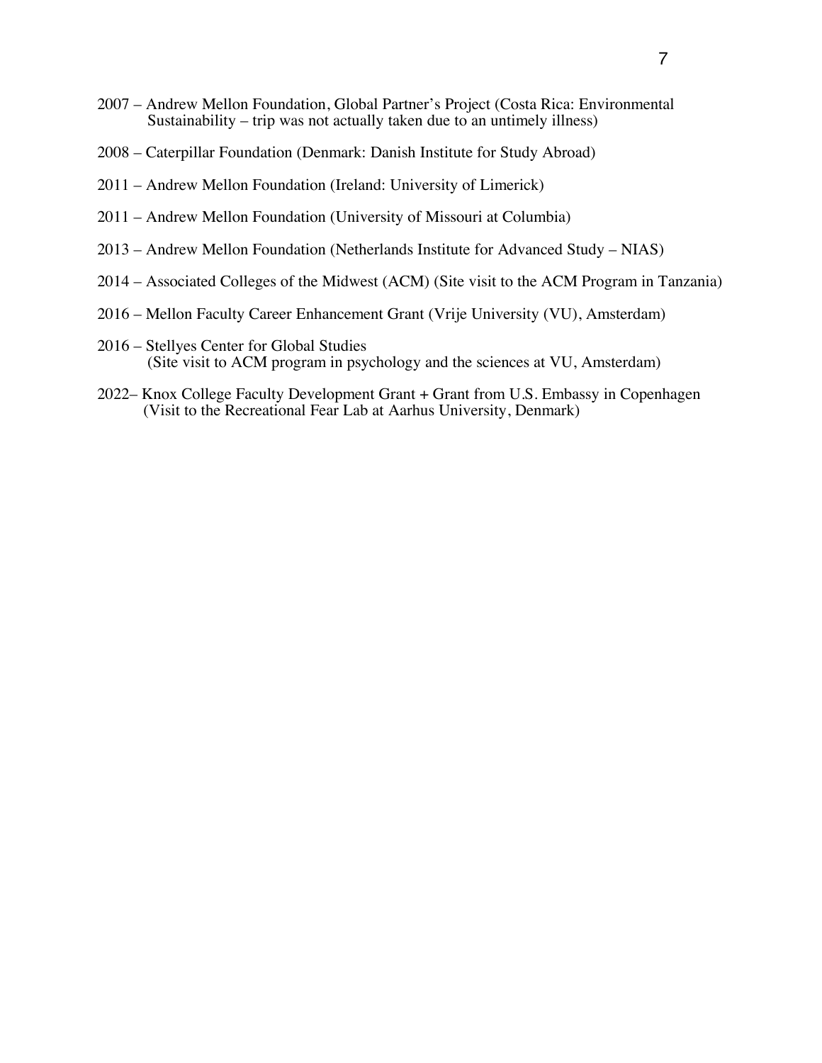2007 – Andrew Mellon Foundation, Global Partner's Project (Costa Rica: Environmental Sustainability – trip was not actually taken due to an untimely illness)

2008 – Caterpillar Foundation (Denmark: Danish Institute for Study Abroad)

2011 – Andrew Mellon Foundation (Ireland: University of Limerick)

2011 – Andrew Mellon Foundation (University of Missouri at Columbia)

2013 – Andrew Mellon Foundation (Netherlands Institute for Advanced Study – NIAS)

2014 – Associated Colleges of the Midwest (ACM) (Site visit to the ACM Program in Tanzania)

2016 – Mellon Faculty Career Enhancement Grant (Vrije University (VU), Amsterdam)

2016 – Stellyes Center for Global Studies
(Site visit to ACM program in psychology and the sciences at VU, Amsterdam)

2022– Knox College Faculty Development Grant + Grant from U.S. Embassy in Copenhagen
(Visit to the Recreational Fear Lab at Aarhus University, Denmark)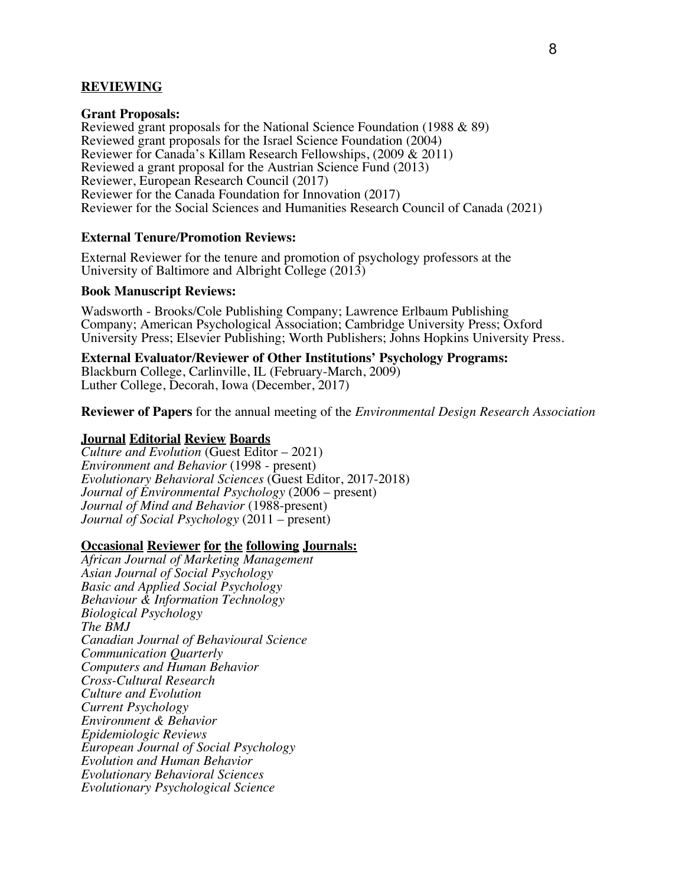## REVIEWING

**Grant Proposals:**

Reviewed grant proposals for the National Science Foundation (1988 & 89)
Reviewed grant proposals for the Israel Science Foundation (2004)
Reviewer for Canada's Killam Research Fellowships, (2009 & 2011)
Reviewed a grant proposal for the Austrian Science Fund (2013)
Reviewer, European Research Council (2017)
Reviewer for the Canada Foundation for Innovation (2017)
Reviewer for the Social Sciences and Humanities Research Council of Canada (2021)

**External Tenure/Promotion Reviews:**

External Reviewer for the tenure and promotion of psychology professors at the University of Baltimore and Albright College (2013)

**Book Manuscript Reviews:**

Wadsworth - Brooks/Cole Publishing Company; Lawrence Erlbaum Publishing Company; American Psychological Association; Cambridge University Press; Oxford University Press; Elsevier Publishing; Worth Publishers; Johns Hopkins University Press.

**External Evaluator/Reviewer of Other Institutions' Psychology Programs:**

Blackburn College, Carlinville, IL (February-March, 2009)
Luther College, Decorah, Iowa (December, 2017)

**Reviewer of Papers** for the annual meeting of the *Environmental Design Research Association*

## Journal Editorial Review Boards

*Culture and Evolution* (Guest Editor – 2021)
*Environment and Behavior* (1998 - present)
*Evolutionary Behavioral Sciences* (Guest Editor, 2017-2018)
*Journal of Environmental Psychology* (2006 – present)
*Journal of Mind and Behavior* (1988-present)
*Journal of Social Psychology* (2011 – present)

## Occasional Reviewer for the following Journals:

*African Journal of Marketing Management*
*Asian Journal of Social Psychology*
*Basic and Applied Social Psychology*
*Behaviour & Information Technology*
*Biological Psychology*
*The BMJ*
*Canadian Journal of Behavioural Science*
*Communication Quarterly*
*Computers and Human Behavior*
*Cross-Cultural Research*
*Culture and Evolution*
*Current Psychology*
*Environment & Behavior*
*Epidemiologic Reviews*
*European Journal of Social Psychology*
*Evolution and Human Behavior*
*Evolutionary Behavioral Sciences*
*Evolutionary Psychological Science*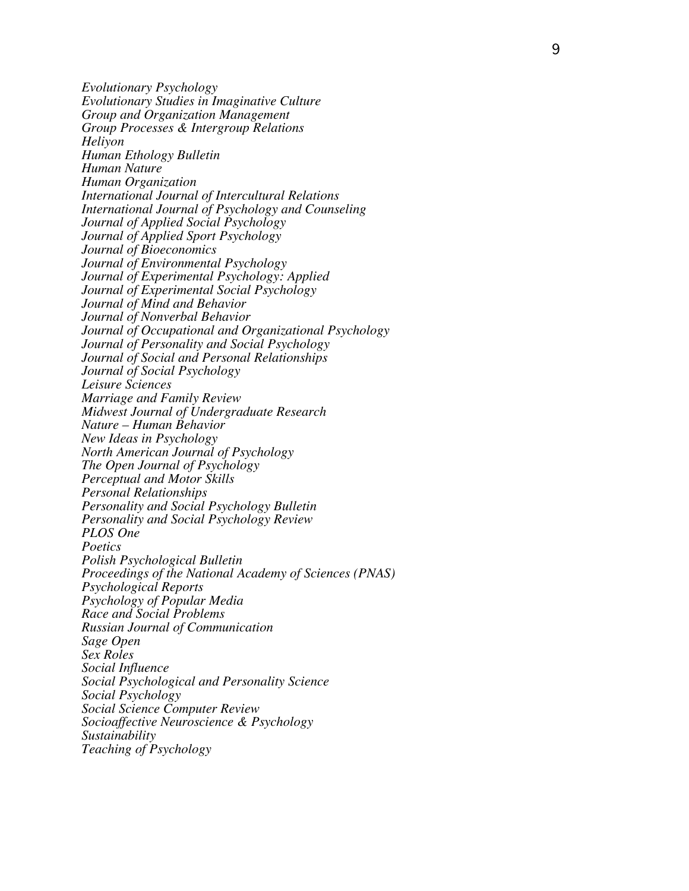*Evolutionary Psychology*  
*Evolutionary Studies in Imaginative Culture*  
*Group and Organization Management*  
*Group Processes & Intergroup Relations*  
*Heliyon*  
*Human Ethology Bulletin*  
*Human Nature*  
*Human Organization*  
*International Journal of Intercultural Relations*  
*International Journal of Psychology and Counseling*  
*Journal of Applied Social Psychology*  
*Journal of Applied Sport Psychology*  
*Journal of Bioeconomics*  
*Journal of Environmental Psychology*  
*Journal of Experimental Psychology: Applied*  
*Journal of Experimental Social Psychology*  
*Journal of Mind and Behavior*  
*Journal of Nonverbal Behavior*  
*Journal of Occupational and Organizational Psychology*  
*Journal of Personality and Social Psychology*  
*Journal of Social and Personal Relationships*  
*Journal of Social Psychology*  
*Leisure Sciences*  
*Marriage and Family Review*  
*Midwest Journal of Undergraduate Research*  
*Nature – Human Behavior*  
*New Ideas in Psychology*  
*North American Journal of Psychology*  
*The Open Journal of Psychology*  
*Perceptual and Motor Skills*  
*Personal Relationships*  
*Personality and Social Psychology Bulletin*  
*Personality and Social Psychology Review*  
*PLOS One*  
*Poetics*  
*Polish Psychological Bulletin*  
*Proceedings of the National Academy of Sciences (PNAS)*  
*Psychological Reports*  
*Psychology of Popular Media*  
*Race and Social Problems*  
*Russian Journal of Communication*  
*Sage Open*  
*Sex Roles*  
*Social Influence*  
*Social Psychological and Personality Science*  
*Social Psychology*  
*Social Science Computer Review*  
*Socioaffective Neuroscience & Psychology*  
*Sustainability*  
*Teaching of Psychology*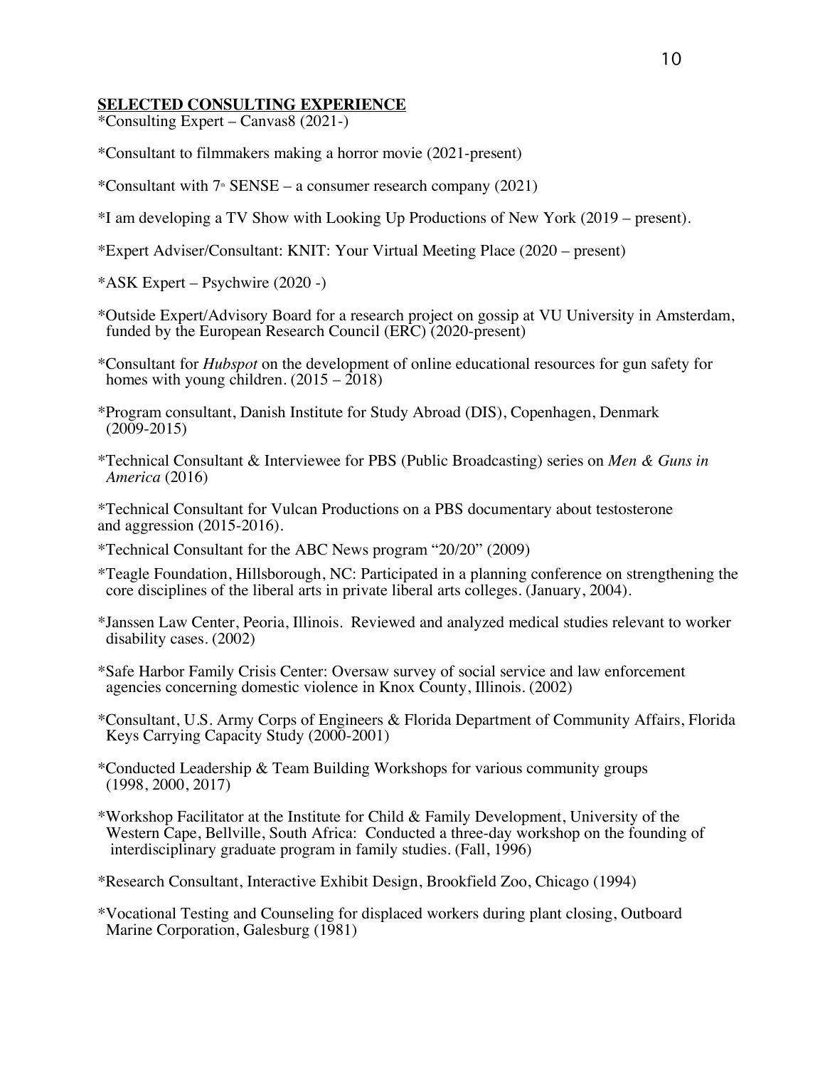## SELECTED CONSULTING EXPERIENCE

*Consulting Expert – Canvas8 (2021-)

*Consultant to filmmakers making a horror movie (2021-present)

*Consultant with 7th SENSE – a consumer research company (2021)

*I am developing a TV Show with Looking Up Productions of New York (2019 – present).

*Expert Adviser/Consultant: KNIT: Your Virtual Meeting Place (2020 – present)

*ASK Expert – Psychwire (2020 -)

*Outside Expert/Advisory Board for a research project on gossip at VU University in Amsterdam, funded by the European Research Council (ERC) (2020-present)

*Consultant for *Hubspot* on the development of online educational resources for gun safety for homes with young children. (2015 – 2018)

*Program consultant, Danish Institute for Study Abroad (DIS), Copenhagen, Denmark (2009-2015)

*Technical Consultant & Interviewee for PBS (Public Broadcasting) series on *Men & Guns in America* (2016)

*Technical Consultant for Vulcan Productions on a PBS documentary about testosterone and aggression (2015-2016).

*Technical Consultant for the ABC News program "20/20" (2009)

*Teagle Foundation, Hillsborough, NC: Participated in a planning conference on strengthening the core disciplines of the liberal arts in private liberal arts colleges. (January, 2004).

*Janssen Law Center, Peoria, Illinois. Reviewed and analyzed medical studies relevant to worker disability cases. (2002)

*Safe Harbor Family Crisis Center: Oversaw survey of social service and law enforcement agencies concerning domestic violence in Knox County, Illinois. (2002)

*Consultant, U.S. Army Corps of Engineers & Florida Department of Community Affairs, Florida Keys Carrying Capacity Study (2000-2001)

*Conducted Leadership & Team Building Workshops for various community groups (1998, 2000, 2017)

*Workshop Facilitator at the Institute for Child & Family Development, University of the Western Cape, Bellville, South Africa: Conducted a three-day workshop on the founding of interdisciplinary graduate program in family studies. (Fall, 1996)

*Research Consultant, Interactive Exhibit Design, Brookfield Zoo, Chicago (1994)

*Vocational Testing and Counseling for displaced workers during plant closing, Outboard Marine Corporation, Galesburg (1981)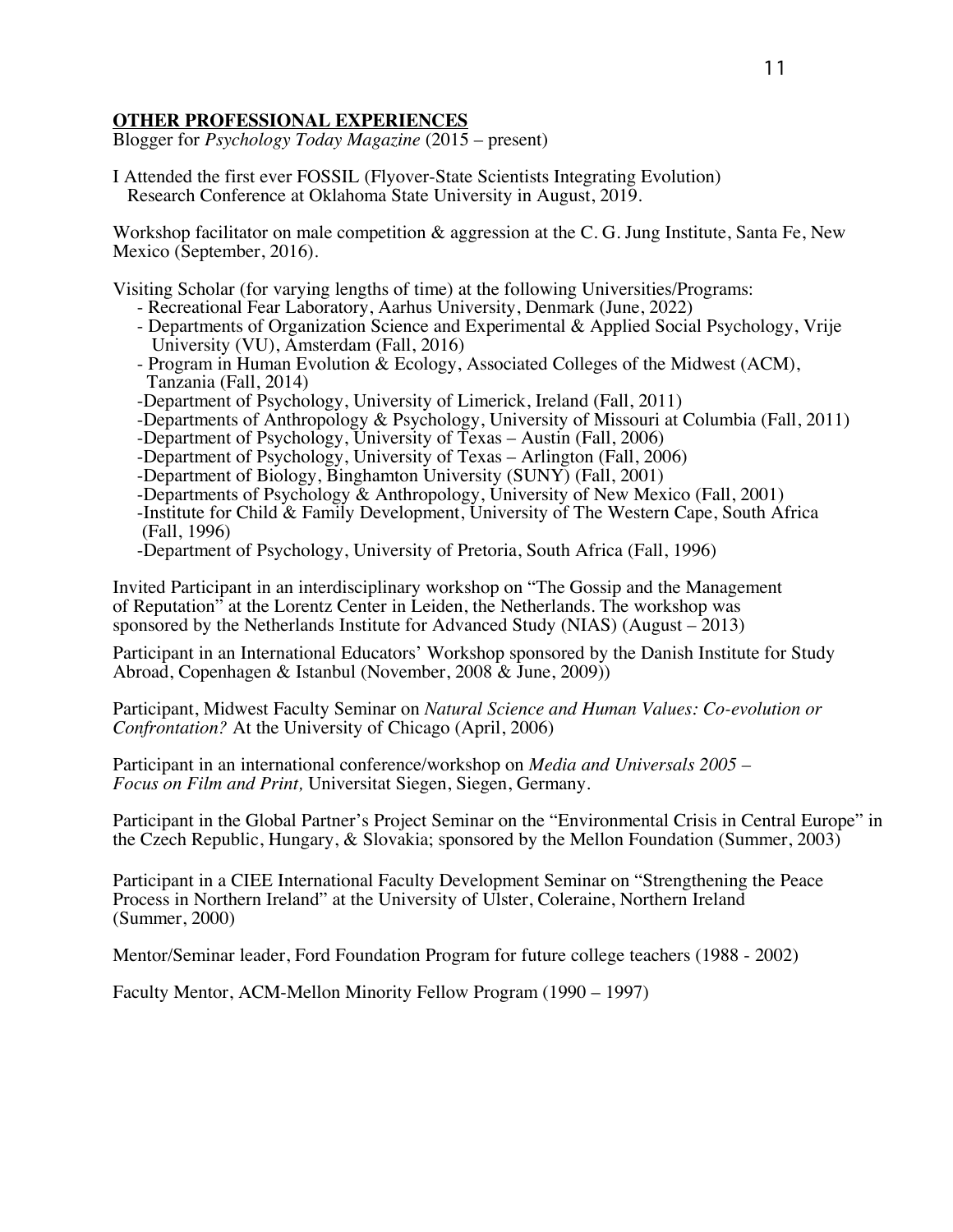## OTHER PROFESSIONAL EXPERIENCES

Blogger for *Psychology Today Magazine* (2015 – present)

I Attended the first ever FOSSIL (Flyover-State Scientists Integrating Evolution) Research Conference at Oklahoma State University in August, 2019.

Workshop facilitator on male competition & aggression at the C. G. Jung Institute, Santa Fe, New Mexico (September, 2016).

Visiting Scholar (for varying lengths of time) at the following Universities/Programs:

- Recreational Fear Laboratory, Aarhus University, Denmark (June, 2022)
- Departments of Organization Science and Experimental & Applied Social Psychology, Vrije University (VU), Amsterdam (Fall, 2016)
- Program in Human Evolution & Ecology, Associated Colleges of the Midwest (ACM), Tanzania (Fall, 2014)
- Department of Psychology, University of Limerick, Ireland (Fall, 2011)
- Departments of Anthropology & Psychology, University of Missouri at Columbia (Fall, 2011)
- Department of Psychology, University of Texas – Austin (Fall, 2006)
- Department of Psychology, University of Texas – Arlington (Fall, 2006)
- Department of Biology, Binghamton University (SUNY) (Fall, 2001)
- Departments of Psychology & Anthropology, University of New Mexico (Fall, 2001)
- Institute for Child & Family Development, University of The Western Cape, South Africa (Fall, 1996)
- Department of Psychology, University of Pretoria, South Africa (Fall, 1996)

Invited Participant in an interdisciplinary workshop on "The Gossip and the Management of Reputation" at the Lorentz Center in Leiden, the Netherlands. The workshop was sponsored by the Netherlands Institute for Advanced Study (NIAS) (August – 2013)

Participant in an International Educators' Workshop sponsored by the Danish Institute for Study Abroad, Copenhagen & Istanbul (November, 2008 & June, 2009))

Participant, Midwest Faculty Seminar on *Natural Science and Human Values: Co-evolution or Confrontation?* At the University of Chicago (April, 2006)

Participant in an international conference/workshop on *Media and Universals 2005 – Focus on Film and Print,* Universitat Siegen, Siegen, Germany.

Participant in the Global Partner's Project Seminar on the "Environmental Crisis in Central Europe" in the Czech Republic, Hungary, & Slovakia; sponsored by the Mellon Foundation (Summer, 2003)

Participant in a CIEE International Faculty Development Seminar on "Strengthening the Peace Process in Northern Ireland" at the University of Ulster, Coleraine, Northern Ireland (Summer, 2000)

Mentor/Seminar leader, Ford Foundation Program for future college teachers (1988 - 2002)

Faculty Mentor, ACM-Mellon Minority Fellow Program (1990 – 1997)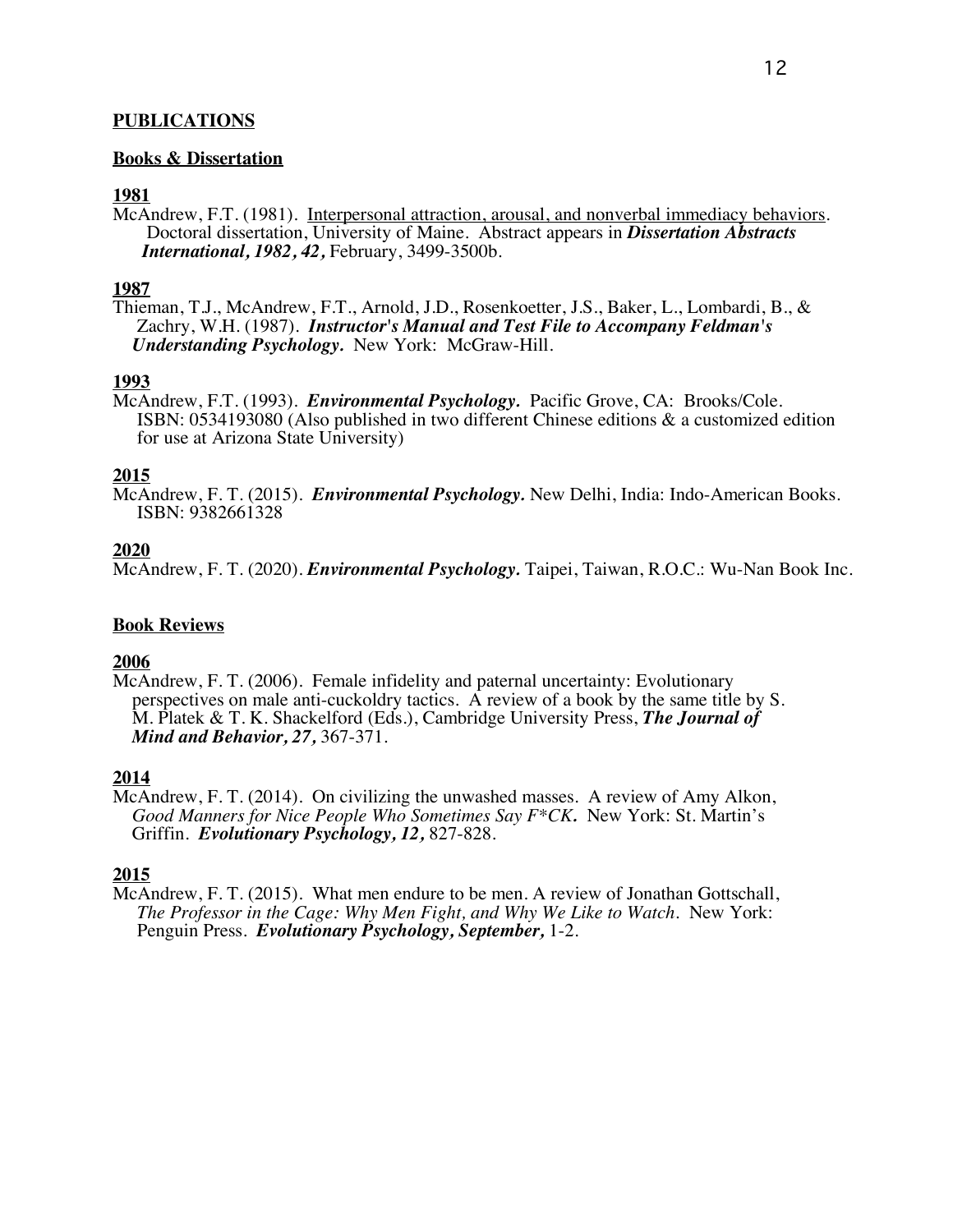## PUBLICATIONS

### Books & Dissertation

**1981**

McAndrew, F.T. (1981). Interpersonal attraction, arousal, and nonverbal immediacy behaviors. Doctoral dissertation, University of Maine. Abstract appears in ***Dissertation Abstracts International, 1982, 42,*** February, 3499-3500b.

**1987**

Thieman, T.J., McAndrew, F.T., Arnold, J.D., Rosenkoetter, J.S., Baker, L., Lombardi, B., & Zachry, W.H. (1987). ***Instructor's Manual and Test File to Accompany Feldman's Understanding Psychology.*** New York: McGraw-Hill.

**1993**

McAndrew, F.T. (1993). ***Environmental Psychology.*** Pacific Grove, CA: Brooks/Cole. ISBN: 0534193080 (Also published in two different Chinese editions & a customized edition for use at Arizona State University)

**2015**

McAndrew, F. T. (2015). ***Environmental Psychology.*** New Delhi, India: Indo-American Books. ISBN: 9382661328

**2020**

McAndrew, F. T. (2020). ***Environmental Psychology.*** Taipei, Taiwan, R.O.C.: Wu-Nan Book Inc.

### Book Reviews

**2006**

McAndrew, F. T. (2006). Female infidelity and paternal uncertainty: Evolutionary perspectives on male anti-cuckoldry tactics. A review of a book by the same title by S. M. Platek & T. K. Shackelford (Eds.), Cambridge University Press, ***The Journal of Mind and Behavior, 27,*** 367-371.

**2014**

McAndrew, F. T. (2014). On civilizing the unwashed masses. A review of Amy Alkon, *Good Manners for Nice People Who Sometimes Say F*CK.* New York: St. Martin's Griffin. ***Evolutionary Psychology, 12,*** 827-828.

**2015**

McAndrew, F. T. (2015). What men endure to be men. A review of Jonathan Gottschall, *The Professor in the Cage: Why Men Fight, and Why We Like to Watch*. New York: Penguin Press. ***Evolutionary Psychology, September,*** 1-2.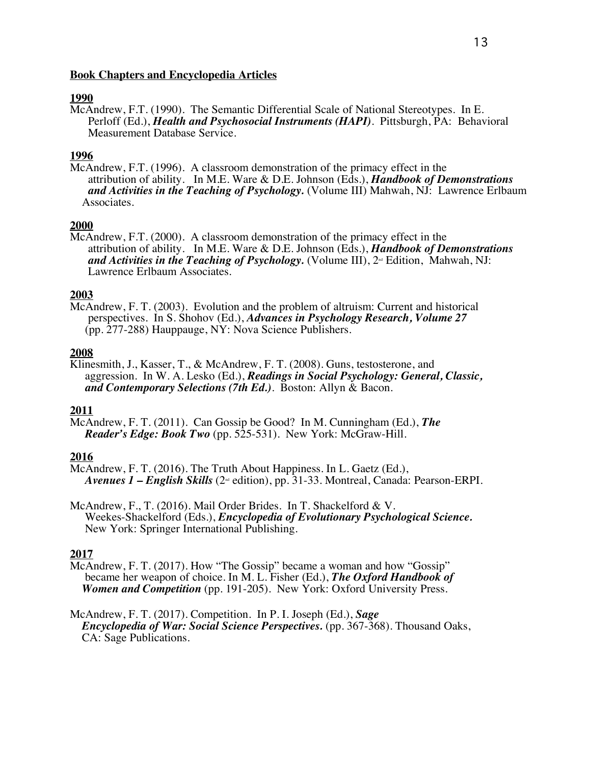## Book Chapters and Encyclopedia Articles

### 1990

McAndrew, F.T. (1990). The Semantic Differential Scale of National Stereotypes. In E. Perloff (Ed.), ***Health and Psychosocial Instruments (HAPI)***. Pittsburgh, PA: Behavioral Measurement Database Service.

### 1996

McAndrew, F.T. (1996). A classroom demonstration of the primacy effect in the attribution of ability. In M.E. Ware & D.E. Johnson (Eds.), ***Handbook of Demonstrations and Activities in the Teaching of Psychology.*** (Volume III) Mahwah, NJ: Lawrence Erlbaum Associates.

### 2000

McAndrew, F.T. (2000). A classroom demonstration of the primacy effect in the attribution of ability. In M.E. Ware & D.E. Johnson (Eds.), ***Handbook of Demonstrations and Activities in the Teaching of Psychology.*** (Volume III), 2nd Edition, Mahwah, NJ: Lawrence Erlbaum Associates.

### 2003

McAndrew, F. T. (2003). Evolution and the problem of altruism: Current and historical perspectives. In S. Shohov (Ed.), ***Advances in Psychology Research, Volume 27*** (pp. 277-288) Hauppauge, NY: Nova Science Publishers.

### 2008

Klinesmith, J., Kasser, T., & McAndrew, F. T. (2008). Guns, testosterone, and aggression. In W. A. Lesko (Ed.), ***Readings in Social Psychology: General, Classic, and Contemporary Selections (7th Ed.)***. Boston: Allyn & Bacon.

### 2011

McAndrew, F. T. (2011). Can Gossip be Good? In M. Cunningham (Ed.), ***The Reader's Edge: Book Two*** (pp. 525-531). New York: McGraw-Hill.

### 2016

McAndrew, F. T. (2016). The Truth About Happiness. In L. Gaetz (Ed.), ***Avenues 1 – English Skills*** (2nd edition), pp. 31-33. Montreal, Canada: Pearson-ERPI.

McAndrew, F., T. (2016). Mail Order Brides. In T. Shackelford & V. Weekes-Shackelford (Eds.), ***Encyclopedia of Evolutionary Psychological Science.*** New York: Springer International Publishing.

### 2017

McAndrew, F. T. (2017). How "The Gossip" became a woman and how "Gossip" became her weapon of choice. In M. L. Fisher (Ed.), ***The Oxford Handbook of Women and Competition*** (pp. 191-205). New York: Oxford University Press.

McAndrew, F. T. (2017). Competition. In P. I. Joseph (Ed.), ***Sage Encyclopedia of War: Social Science Perspectives.*** (pp. 367-368). Thousand Oaks, CA: Sage Publications.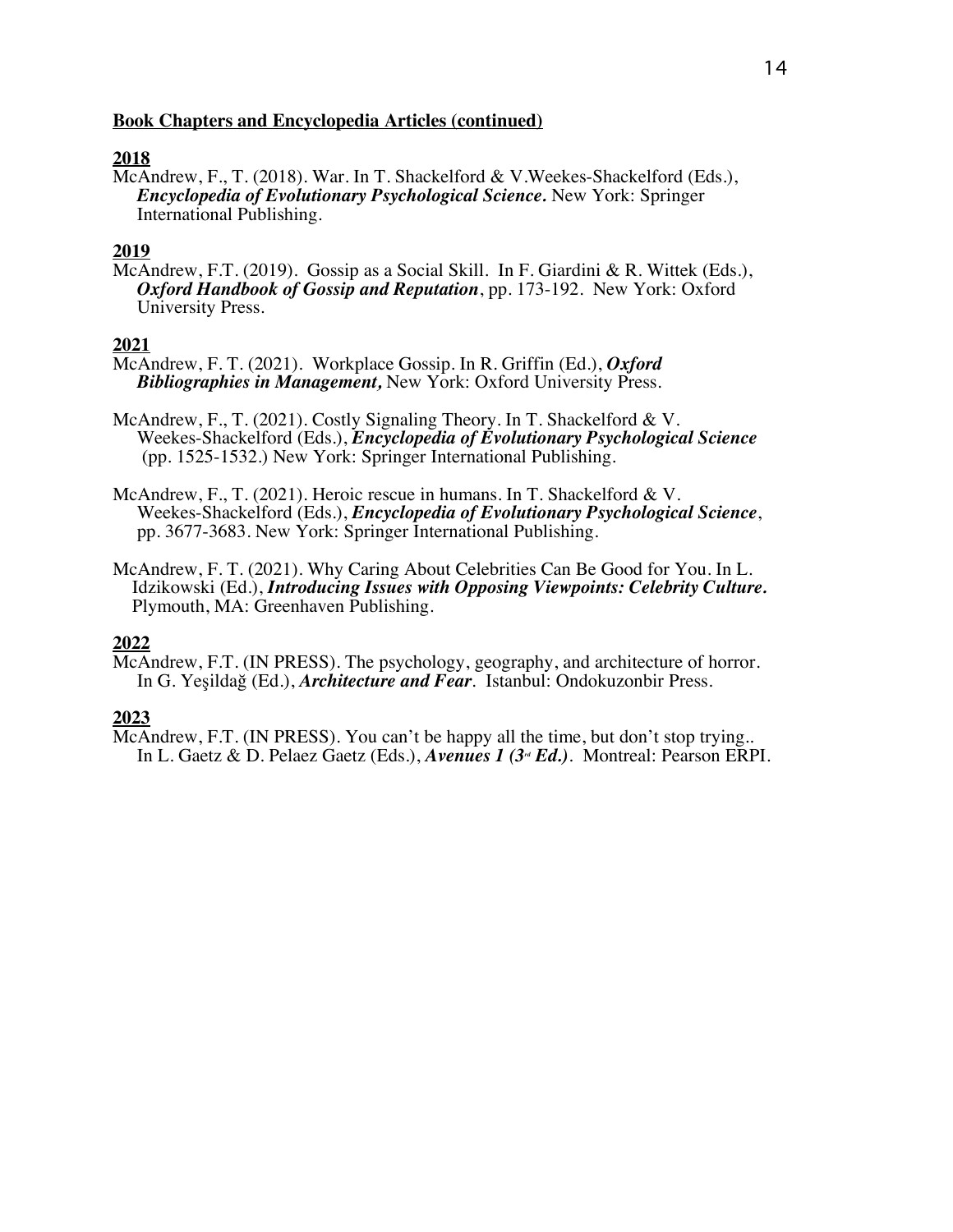**Book Chapters and Encyclopedia Articles (continued)**

**2018**

McAndrew, F., T. (2018). War. In T. Shackelford & V.Weekes-Shackelford (Eds.), ***Encyclopedia of Evolutionary Psychological Science.*** New York: Springer International Publishing.

**2019**

McAndrew, F.T. (2019). Gossip as a Social Skill. In F. Giardini & R. Wittek (Eds.), ***Oxford Handbook of Gossip and Reputation***, pp. 173-192. New York: Oxford University Press.

**2021**

McAndrew, F. T. (2021). Workplace Gossip. In R. Griffin (Ed.), ***Oxford Bibliographies in Management,*** New York: Oxford University Press.

McAndrew, F., T. (2021). Costly Signaling Theory. In T. Shackelford & V. Weekes-Shackelford (Eds.), ***Encyclopedia of Evolutionary Psychological Science*** (pp. 1525-1532.) New York: Springer International Publishing.

McAndrew, F., T. (2021). Heroic rescue in humans. In T. Shackelford & V. Weekes-Shackelford (Eds.), ***Encyclopedia of Evolutionary Psychological Science***, pp. 3677-3683. New York: Springer International Publishing.

McAndrew, F. T. (2021). Why Caring About Celebrities Can Be Good for You. In L. Idzikowski (Ed.), ***Introducing Issues with Opposing Viewpoints: Celebrity Culture.*** Plymouth, MA: Greenhaven Publishing.

**2022**

McAndrew, F.T. (IN PRESS). The psychology, geography, and architecture of horror. In G. Yeşildağ (Ed.), ***Architecture and Fear***. Istanbul: Ondokuzonbir Press.

**2023**

McAndrew, F.T. (IN PRESS). You can't be happy all the time, but don't stop trying.. In L. Gaetz & D. Pelaez Gaetz (Eds.), ***Avenues 1 (3rd Ed.)***. Montreal: Pearson ERPI.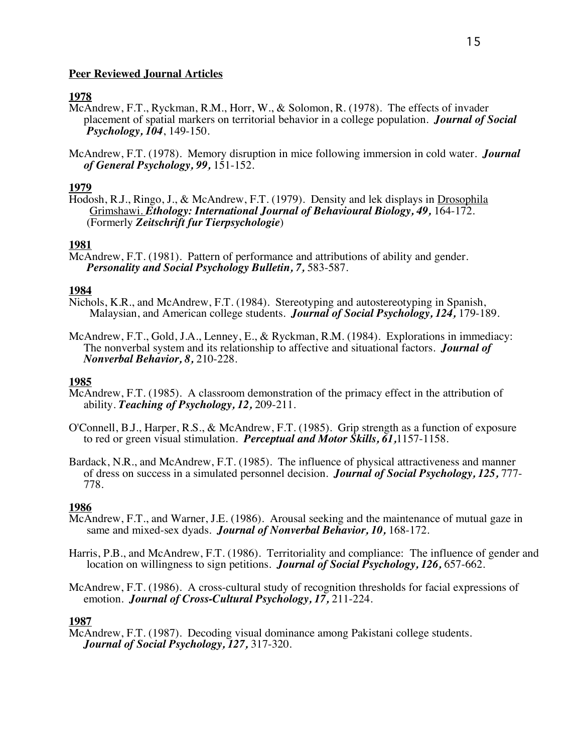**Peer Reviewed Journal Articles**

**1978**

McAndrew, F.T., Ryckman, R.M., Horr, W., & Solomon, R. (1978). The effects of invader placement of spatial markers on territorial behavior in a college population. ***Journal of Social Psychology, 104***, 149-150.

McAndrew, F.T. (1978). Memory disruption in mice following immersion in cold water. ***Journal of General Psychology, 99,*** 151-152.

**1979**

Hodosh, R.J., Ringo, J., & McAndrew, F.T. (1979). Density and lek displays in Drosophila Grimshawi. ***Ethology: International Journal of Behavioural Biology, 49,*** 164-172. (Formerly ***Zeitschrift fur Tierpsychologie***)

**1981**

McAndrew, F.T. (1981). Pattern of performance and attributions of ability and gender. ***Personality and Social Psychology Bulletin, 7,*** 583-587.

**1984**

Nichols, K.R., and McAndrew, F.T. (1984). Stereotyping and autostereotyping in Spanish, Malaysian, and American college students. ***Journal of Social Psychology, 124,*** 179-189.

McAndrew, F.T., Gold, J.A., Lenney, E., & Ryckman, R.M. (1984). Explorations in immediacy: The nonverbal system and its relationship to affective and situational factors. ***Journal of Nonverbal Behavior, 8,*** 210-228.

**1985**

McAndrew, F.T. (1985). A classroom demonstration of the primacy effect in the attribution of ability. ***Teaching of Psychology, 12,*** 209-211.

O'Connell, B.J., Harper, R.S., & McAndrew, F.T. (1985). Grip strength as a function of exposure to red or green visual stimulation. ***Perceptual and Motor Skills, 61,***1157-1158.

Bardack, N.R., and McAndrew, F.T. (1985). The influence of physical attractiveness and manner of dress on success in a simulated personnel decision. ***Journal of Social Psychology, 125,*** 777-778.

**1986**

McAndrew, F.T., and Warner, J.E. (1986). Arousal seeking and the maintenance of mutual gaze in same and mixed-sex dyads. ***Journal of Nonverbal Behavior, 10,*** 168-172.

Harris, P.B., and McAndrew, F.T. (1986). Territoriality and compliance: The influence of gender and location on willingness to sign petitions. ***Journal of Social Psychology, 126,*** 657-662.

McAndrew, F.T. (1986). A cross-cultural study of recognition thresholds for facial expressions of emotion. ***Journal of Cross-Cultural Psychology, 17,*** 211-224.

**1987**

McAndrew, F.T. (1987). Decoding visual dominance among Pakistani college students. ***Journal of Social Psychology, 127,*** 317-320.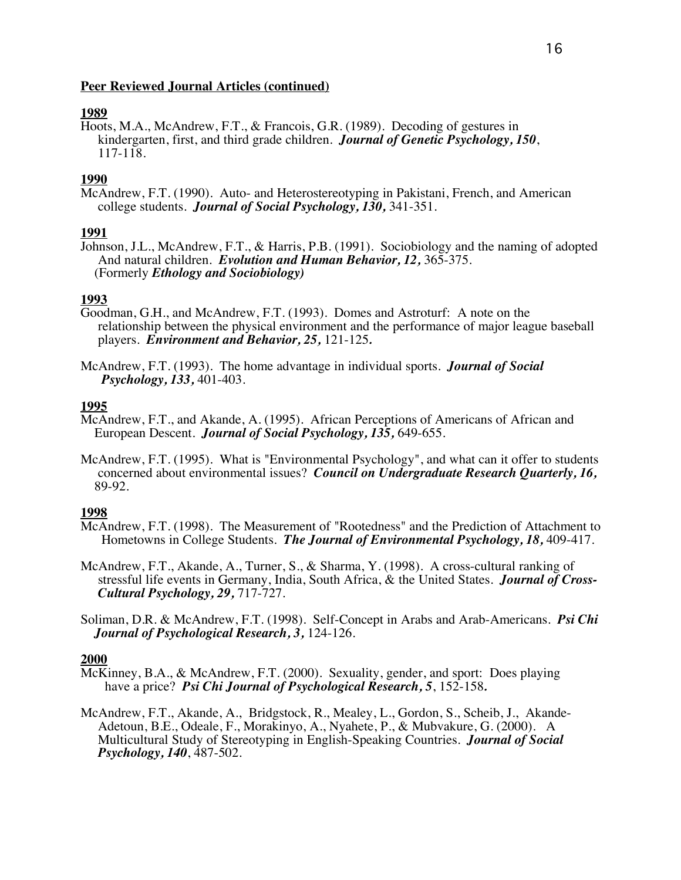**Peer Reviewed Journal Articles (continued)**

**1989**

Hoots, M.A., McAndrew, F.T., & Francois, G.R. (1989). Decoding of gestures in kindergarten, first, and third grade children. ***Journal of Genetic Psychology, 150***, 117-118.

**1990**

McAndrew, F.T. (1990). Auto- and Heterostereotyping in Pakistani, French, and American college students. ***Journal of Social Psychology, 130,*** 341-351.

**1991**

Johnson, J.L., McAndrew, F.T., & Harris, P.B. (1991). Sociobiology and the naming of adopted And natural children. ***Evolution and Human Behavior, 12,*** 365-375. (Formerly ***Ethology and Sociobiology)***

**1993**

Goodman, G.H., and McAndrew, F.T. (1993). Domes and Astroturf: A note on the relationship between the physical environment and the performance of major league baseball players. ***Environment and Behavior, 25,*** 121-125.

McAndrew, F.T. (1993). The home advantage in individual sports. ***Journal of Social Psychology, 133,*** 401-403.

**1995**

McAndrew, F.T., and Akande, A. (1995). African Perceptions of Americans of African and European Descent. ***Journal of Social Psychology, 135,*** 649-655.

McAndrew, F.T. (1995). What is "Environmental Psychology", and what can it offer to students concerned about environmental issues? ***Council on Undergraduate Research Quarterly, 16,*** 89-92.

**1998**

McAndrew, F.T. (1998). The Measurement of "Rootedness" and the Prediction of Attachment to Hometowns in College Students. ***The Journal of Environmental Psychology, 18,*** 409-417.

McAndrew, F.T., Akande, A., Turner, S., & Sharma, Y. (1998). A cross-cultural ranking of stressful life events in Germany, India, South Africa, & the United States. ***Journal of Cross-Cultural Psychology, 29,*** 717-727.

Soliman, D.R. & McAndrew, F.T. (1998). Self-Concept in Arabs and Arab-Americans. ***Psi Chi Journal of Psychological Research, 3,*** 124-126.

**2000**

McKinney, B.A., & McAndrew, F.T. (2000). Sexuality, gender, and sport: Does playing have a price? ***Psi Chi Journal of Psychological Research, 5***, 152-158.

McAndrew, F.T., Akande, A., Bridgstock, R., Mealey, L., Gordon, S., Scheib, J., Akande-Adetoun, B.E., Odeale, F., Morakinyo, A., Nyahete, P., & Mubvakure, G. (2000). A Multicultural Study of Stereotyping in English-Speaking Countries. ***Journal of Social Psychology, 140***, 487-502.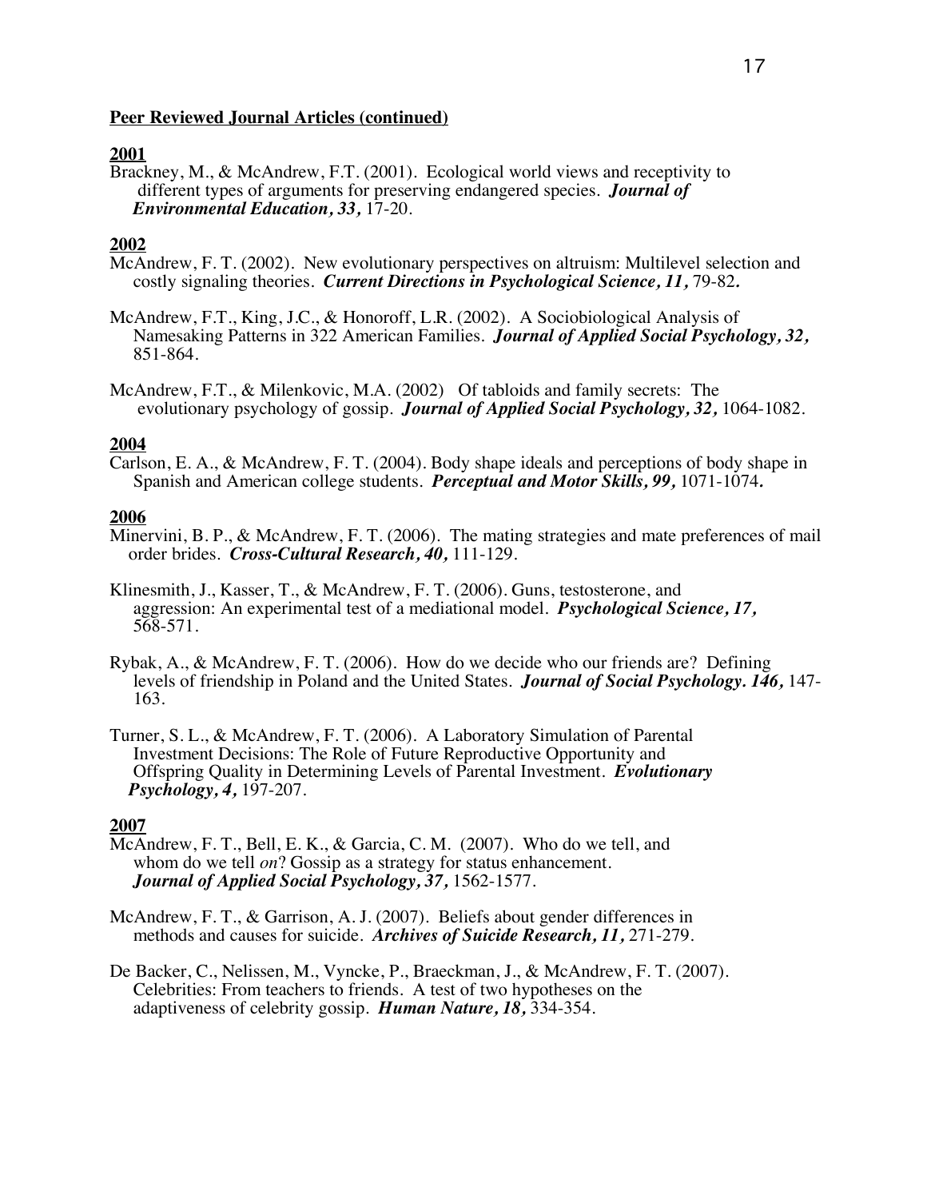**Peer Reviewed Journal Articles (continued)**

**2001**

Brackney, M., & McAndrew, F.T. (2001). Ecological world views and receptivity to different types of arguments for preserving endangered species. ***Journal of Environmental Education, 33,*** 17-20.

**2002**

McAndrew, F. T. (2002). New evolutionary perspectives on altruism: Multilevel selection and costly signaling theories. ***Current Directions in Psychological Science, 11,*** 79-82.

McAndrew, F.T., King, J.C., & Honoroff, L.R. (2002). A Sociobiological Analysis of Namesaking Patterns in 322 American Families. ***Journal of Applied Social Psychology, 32,*** 851-864.

McAndrew, F.T., & Milenkovic, M.A. (2002) Of tabloids and family secrets: The evolutionary psychology of gossip. ***Journal of Applied Social Psychology, 32,*** 1064-1082.

**2004**

Carlson, E. A., & McAndrew, F. T. (2004). Body shape ideals and perceptions of body shape in Spanish and American college students. ***Perceptual and Motor Skills, 99,*** 1071-1074.

**2006**

Minervini, B. P., & McAndrew, F. T. (2006). The mating strategies and mate preferences of mail order brides. ***Cross-Cultural Research, 40,*** 111-129.

Klinesmith, J., Kasser, T., & McAndrew, F. T. (2006). Guns, testosterone, and aggression: An experimental test of a mediational model. ***Psychological Science, 17,*** 568-571.

Rybak, A., & McAndrew, F. T. (2006). How do we decide who our friends are? Defining levels of friendship in Poland and the United States. ***Journal of Social Psychology. 146,*** 147-163.

Turner, S. L., & McAndrew, F. T. (2006). A Laboratory Simulation of Parental Investment Decisions: The Role of Future Reproductive Opportunity and Offspring Quality in Determining Levels of Parental Investment. ***Evolutionary Psychology, 4,*** 197-207.

**2007**

McAndrew, F. T., Bell, E. K., & Garcia, C. M. (2007). Who do we tell, and whom do we tell *on*? Gossip as a strategy for status enhancement. ***Journal of Applied Social Psychology, 37,*** 1562-1577.

McAndrew, F. T., & Garrison, A. J. (2007). Beliefs about gender differences in methods and causes for suicide. ***Archives of Suicide Research, 11,*** 271-279.

De Backer, C., Nelissen, M., Vyncke, P., Braeckman, J., & McAndrew, F. T. (2007). Celebrities: From teachers to friends. A test of two hypotheses on the adaptiveness of celebrity gossip. ***Human Nature, 18,*** 334-354.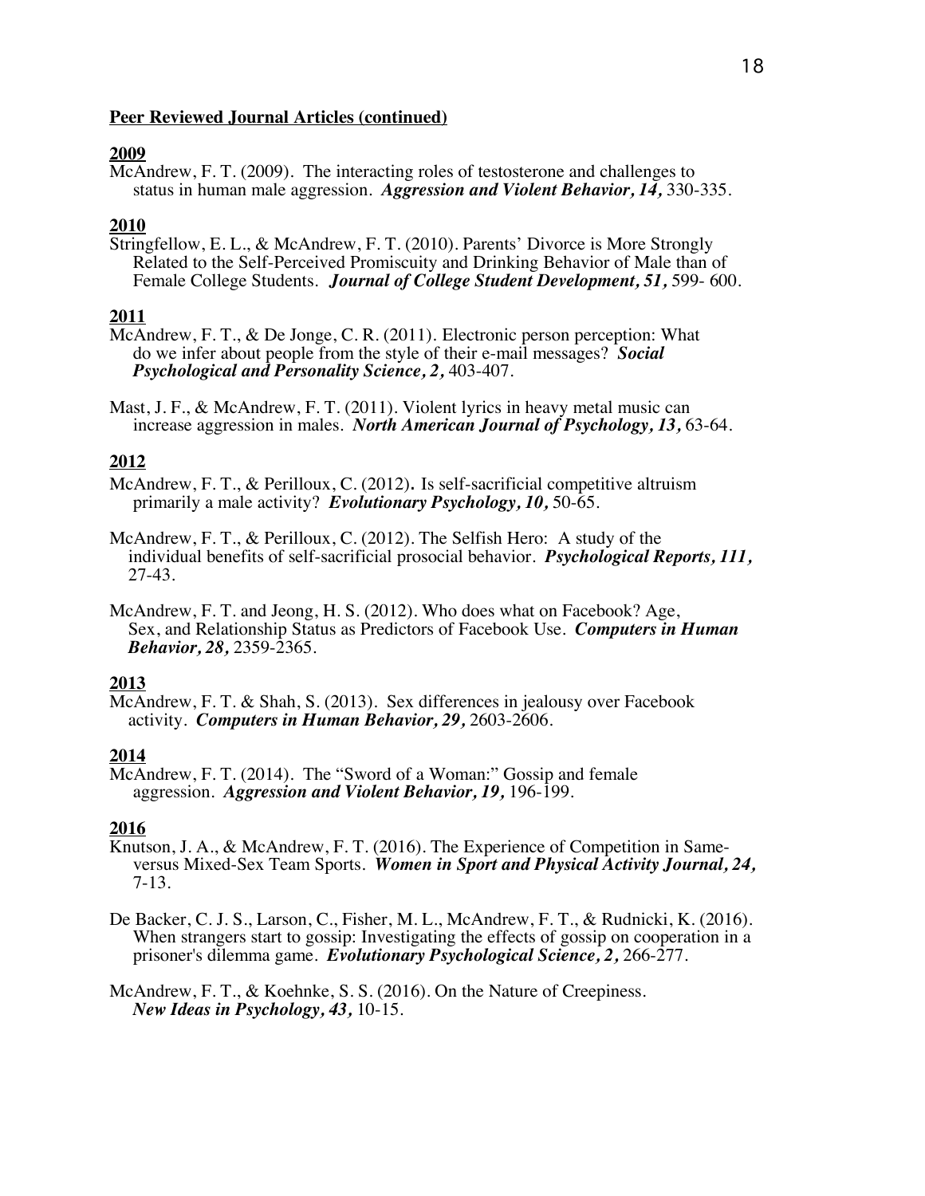**Peer Reviewed Journal Articles (continued)**

**2009**

McAndrew, F. T. (2009). The interacting roles of testosterone and challenges to status in human male aggression. ***Aggression and Violent Behavior, 14,*** 330-335.

**2010**

Stringfellow, E. L., & McAndrew, F. T. (2010). Parents' Divorce is More Strongly Related to the Self-Perceived Promiscuity and Drinking Behavior of Male than of Female College Students. ***Journal of College Student Development, 51,*** 599- 600.

**2011**

McAndrew, F. T., & De Jonge, C. R. (2011). Electronic person perception: What do we infer about people from the style of their e-mail messages? ***Social Psychological and Personality Science, 2,*** 403-407.

Mast, J. F., & McAndrew, F. T. (2011). Violent lyrics in heavy metal music can increase aggression in males. ***North American Journal of Psychology, 13,*** 63-64.

**2012**

McAndrew, F. T., & Perilloux, C. (2012). Is self-sacrificial competitive altruism primarily a male activity? ***Evolutionary Psychology, 10,*** 50-65.

McAndrew, F. T., & Perilloux, C. (2012). The Selfish Hero: A study of the individual benefits of self-sacrificial prosocial behavior. ***Psychological Reports, 111,*** 27-43.

McAndrew, F. T. and Jeong, H. S. (2012). Who does what on Facebook? Age, Sex, and Relationship Status as Predictors of Facebook Use. ***Computers in Human Behavior, 28,*** 2359-2365.

**2013**

McAndrew, F. T. & Shah, S. (2013). Sex differences in jealousy over Facebook activity. ***Computers in Human Behavior, 29,*** 2603-2606.

**2014**

McAndrew, F. T. (2014). The "Sword of a Woman:" Gossip and female aggression. ***Aggression and Violent Behavior, 19,*** 196-199.

**2016**

Knutson, J. A., & McAndrew, F. T. (2016). The Experience of Competition in Same- versus Mixed-Sex Team Sports. ***Women in Sport and Physical Activity Journal, 24,*** 7-13.

De Backer, C. J. S., Larson, C., Fisher, M. L., McAndrew, F. T., & Rudnicki, K. (2016). When strangers start to gossip: Investigating the effects of gossip on cooperation in a prisoner's dilemma game. ***Evolutionary Psychological Science, 2,*** 266-277.

McAndrew, F. T., & Koehnke, S. S. (2016). On the Nature of Creepiness. ***New Ideas in Psychology, 43,*** 10-15.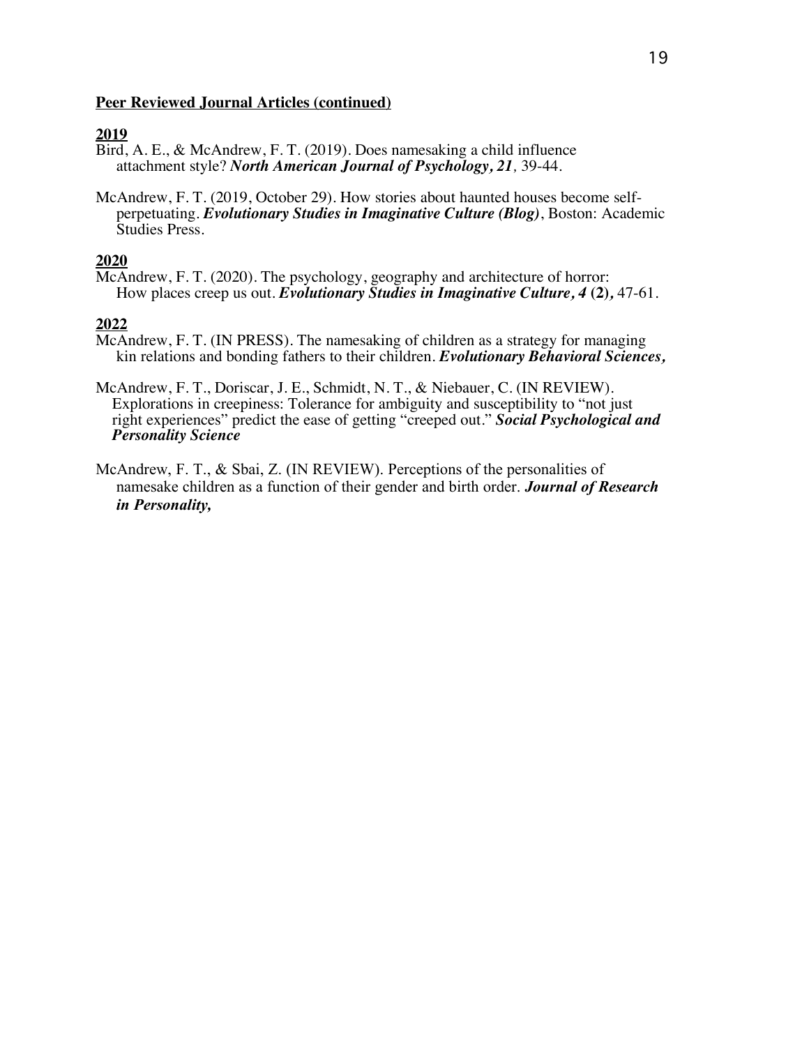**Peer Reviewed Journal Articles (continued)**

**2019**

Bird, A. E., & McAndrew, F. T. (2019). Does namesaking a child influence attachment style? ***North American Journal of Psychology, 21***, 39-44.

McAndrew, F. T. (2019, October 29). How stories about haunted houses become self-perpetuating. ***Evolutionary Studies in Imaginative Culture (Blog)***, Boston: Academic Studies Press.

**2020**

McAndrew, F. T. (2020). The psychology, geography and architecture of horror: How places creep us out. ***Evolutionary Studies in Imaginative Culture, 4* (2),** 47-61.

**2022**

McAndrew, F. T. (IN PRESS). The namesaking of children as a strategy for managing kin relations and bonding fathers to their children. ***Evolutionary Behavioral Sciences,***

McAndrew, F. T., Doriscar, J. E., Schmidt, N. T., & Niebauer, C. (IN REVIEW). Explorations in creepiness: Tolerance for ambiguity and susceptibility to "not just right experiences" predict the ease of getting "creeped out." ***Social Psychological and Personality Science***

McAndrew, F. T., & Sbai, Z. (IN REVIEW). Perceptions of the personalities of namesake children as a function of their gender and birth order. ***Journal of Research in Personality,***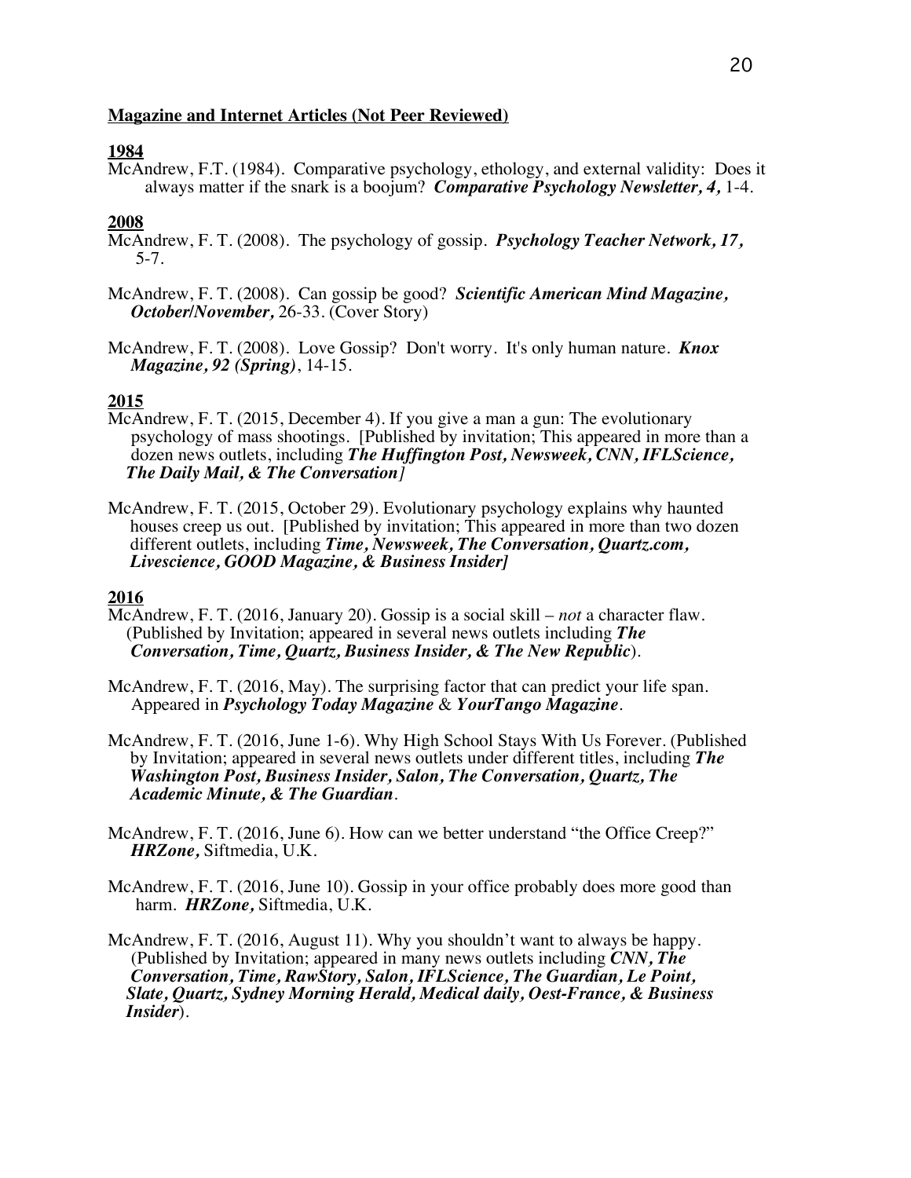**Magazine and Internet Articles (Not Peer Reviewed)**

**1984**

McAndrew, F.T. (1984). Comparative psychology, ethology, and external validity: Does it always matter if the snark is a boojum? ***Comparative Psychology Newsletter, 4,*** 1-4.

**2008**

McAndrew, F. T. (2008). The psychology of gossip. ***Psychology Teacher Network, 17,*** 5-7.

McAndrew, F. T. (2008). Can gossip be good? ***Scientific American Mind Magazine, October/November,*** 26-33. (Cover Story)

McAndrew, F. T. (2008). Love Gossip? Don't worry. It's only human nature. ***Knox Magazine, 92 (Spring)***, 14-15.

**2015**

McAndrew, F. T. (2015, December 4). If you give a man a gun: The evolutionary psychology of mass shootings. [Published by invitation; This appeared in more than a dozen news outlets, including ***The Huffington Post, Newsweek, CNN, IFLScience, The Daily Mail, & The Conversation]***

McAndrew, F. T. (2015, October 29). Evolutionary psychology explains why haunted houses creep us out. [Published by invitation; This appeared in more than two dozen different outlets, including ***Time, Newsweek, The Conversation, Quartz.com, Livescience, GOOD Magazine, & Business Insider]***

**2016**

McAndrew, F. T. (2016, January 20). Gossip is a social skill – *not* a character flaw. (Published by Invitation; appeared in several news outlets including ***The Conversation, Time, Quartz, Business Insider, & The New Republic***).

McAndrew, F. T. (2016, May). The surprising factor that can predict your life span. Appeared in ***Psychology Today Magazine*** & ***YourTango Magazine***.

McAndrew, F. T. (2016, June 1-6). Why High School Stays With Us Forever. (Published by Invitation; appeared in several news outlets under different titles, including ***The Washington Post, Business Insider, Salon, The Conversation, Quartz, The Academic Minute, & The Guardian***.

McAndrew, F. T. (2016, June 6). How can we better understand "the Office Creep?" ***HRZone,*** Siftmedia, U.K.

McAndrew, F. T. (2016, June 10). Gossip in your office probably does more good than harm. ***HRZone,*** Siftmedia, U.K.

McAndrew, F. T. (2016, August 11). Why you shouldn't want to always be happy. (Published by Invitation; appeared in many news outlets including ***CNN, The Conversation, Time, RawStory, Salon, IFLScience, The Guardian, Le Point, Slate, Quartz, Sydney Morning Herald, Medical daily, Oest-France, & Business Insider***).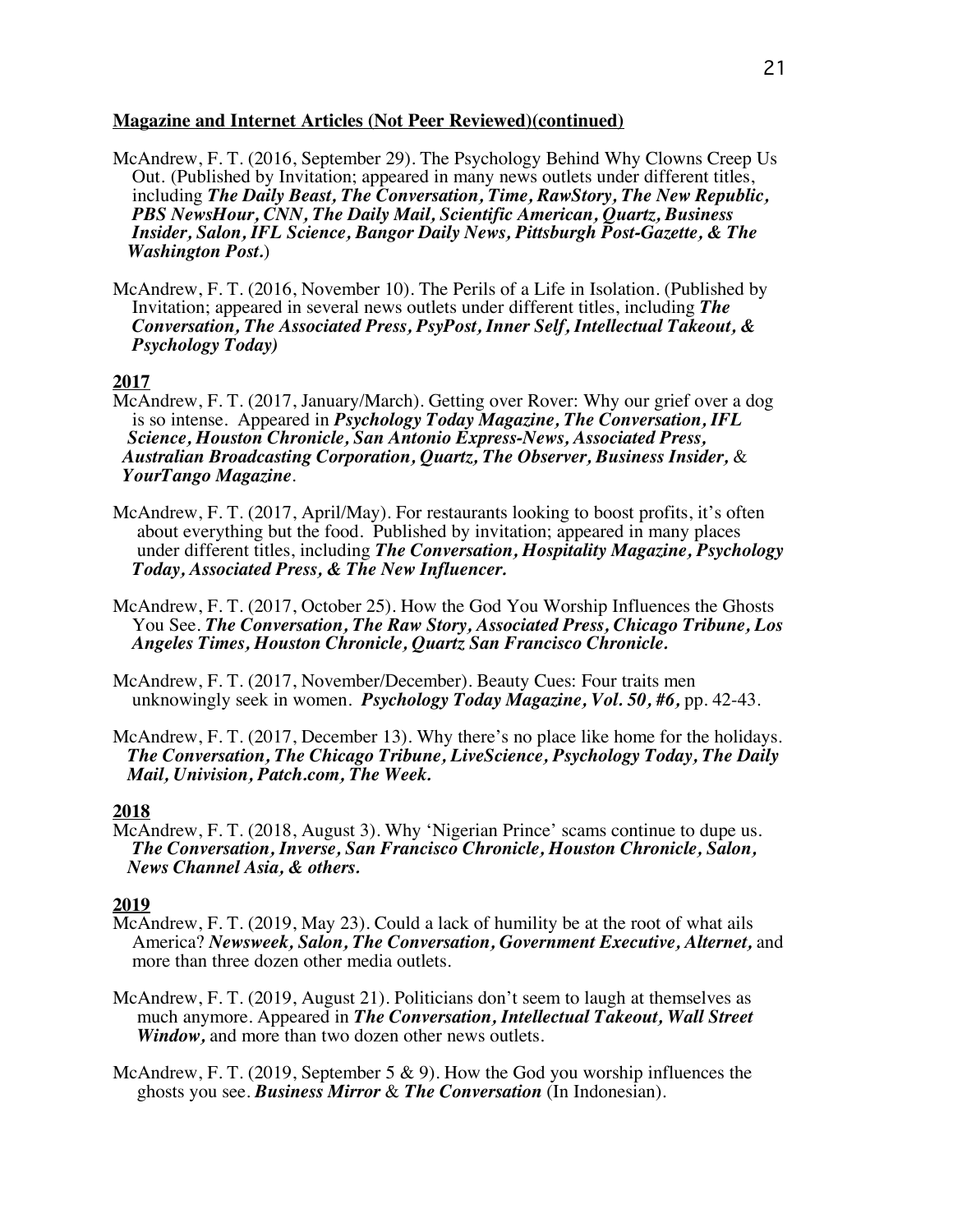**Magazine and Internet Articles (Not Peer Reviewed)(continued)**

McAndrew, F. T. (2016, September 29). The Psychology Behind Why Clowns Creep Us Out. (Published by Invitation; appeared in many news outlets under different titles, including ***The Daily Beast, The Conversation, Time, RawStory, The New Republic, PBS NewsHour, CNN, The Daily Mail, Scientific American, Quartz, Business Insider, Salon, IFL Science, Bangor Daily News, Pittsburgh Post-Gazette, & The Washington Post.***)

McAndrew, F. T. (2016, November 10). The Perils of a Life in Isolation. (Published by Invitation; appeared in several news outlets under different titles, including ***The Conversation, The Associated Press, PsyPost, Inner Self, Intellectual Takeout, & Psychology Today)***

**2017**

McAndrew, F. T. (2017, January/March). Getting over Rover: Why our grief over a dog is so intense. Appeared in ***Psychology Today Magazine, The Conversation, IFL Science, Houston Chronicle, San Antonio Express-News, Associated Press, Australian Broadcasting Corporation, Quartz, The Observer, Business Insider,*** & ***YourTango Magazine***.

McAndrew, F. T. (2017, April/May). For restaurants looking to boost profits, it's often about everything but the food. Published by invitation; appeared in many places under different titles, including ***The Conversation, Hospitality Magazine, Psychology Today, Associated Press, & The New Influencer.***

McAndrew, F. T. (2017, October 25). How the God You Worship Influences the Ghosts You See. ***The Conversation, The Raw Story, Associated Press, Chicago Tribune, Los Angeles Times, Houston Chronicle, Quartz San Francisco Chronicle.***

McAndrew, F. T. (2017, November/December). Beauty Cues: Four traits men unknowingly seek in women. ***Psychology Today Magazine, Vol. 50, #6,*** pp. 42-43.

McAndrew, F. T. (2017, December 13). Why there's no place like home for the holidays. ***The Conversation, The Chicago Tribune, LiveScience, Psychology Today, The Daily Mail, Univision, Patch.com, The Week.***

**2018**

McAndrew, F. T. (2018, August 3). Why 'Nigerian Prince' scams continue to dupe us. ***The Conversation, Inverse, San Francisco Chronicle, Houston Chronicle, Salon, News Channel Asia, & others.***

**2019**

McAndrew, F. T. (2019, May 23). Could a lack of humility be at the root of what ails America? ***Newsweek, Salon, The Conversation, Government Executive, Alternet,*** and more than three dozen other media outlets.

McAndrew, F. T. (2019, August 21). Politicians don't seem to laugh at themselves as much anymore. Appeared in ***The Conversation, Intellectual Takeout, Wall Street Window,*** and more than two dozen other news outlets.

McAndrew, F. T. (2019, September 5 & 9). How the God you worship influences the ghosts you see. ***Business Mirror*** & ***The Conversation*** (In Indonesian).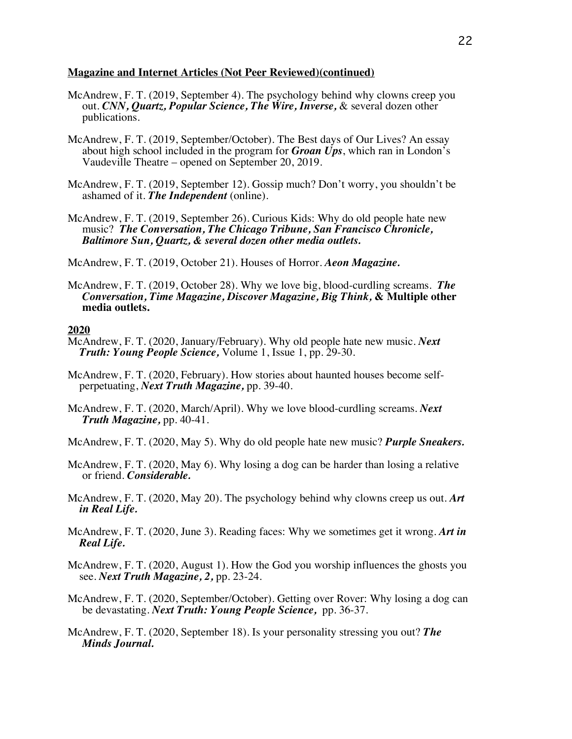**Magazine and Internet Articles (Not Peer Reviewed)(continued)**

McAndrew, F. T. (2019, September 4). The psychology behind why clowns creep you out. ***CNN, Quartz, Popular Science, The Wire, Inverse,*** & several dozen other publications.

McAndrew, F. T. (2019, September/October). The Best days of Our Lives? An essay about high school included in the program for ***Groan Ups***, which ran in London's Vaudeville Theatre – opened on September 20, 2019.

McAndrew, F. T. (2019, September 12). Gossip much? Don't worry, you shouldn't be ashamed of it. ***The Independent*** (online).

McAndrew, F. T. (2019, September 26). Curious Kids: Why do old people hate new music? ***The Conversation, The Chicago Tribune, San Francisco Chronicle, Baltimore Sun, Quartz, & several dozen other media outlets.***

McAndrew, F. T. (2019, October 21). Houses of Horror. ***Aeon Magazine.***

McAndrew, F. T. (2019, October 28). Why we love big, blood-curdling screams. ***The Conversation, Time Magazine, Discover Magazine, Big Think,* & Multiple other media outlets.**

**2020**

McAndrew, F. T. (2020, January/February). Why old people hate new music. ***Next Truth: Young People Science,*** Volume 1, Issue 1, pp. 29-30.

McAndrew, F. T. (2020, February). How stories about haunted houses become self-perpetuating, ***Next Truth Magazine,*** pp. 39-40.

McAndrew, F. T. (2020, March/April). Why we love blood-curdling screams. ***Next Truth Magazine,*** pp. 40-41.

McAndrew, F. T. (2020, May 5). Why do old people hate new music? ***Purple Sneakers.***

McAndrew, F. T. (2020, May 6). Why losing a dog can be harder than losing a relative or friend. ***Considerable.***

McAndrew, F. T. (2020, May 20). The psychology behind why clowns creep us out. ***Art in Real Life.***

McAndrew, F. T. (2020, June 3). Reading faces: Why we sometimes get it wrong. ***Art in Real Life.***

McAndrew, F. T. (2020, August 1). How the God you worship influences the ghosts you see. ***Next Truth Magazine, 2,*** pp. 23-24.

McAndrew, F. T. (2020, September/October). Getting over Rover: Why losing a dog can be devastating. ***Next Truth: Young People Science,*** pp. 36-37.

McAndrew, F. T. (2020, September 18). Is your personality stressing you out? ***The Minds Journal.***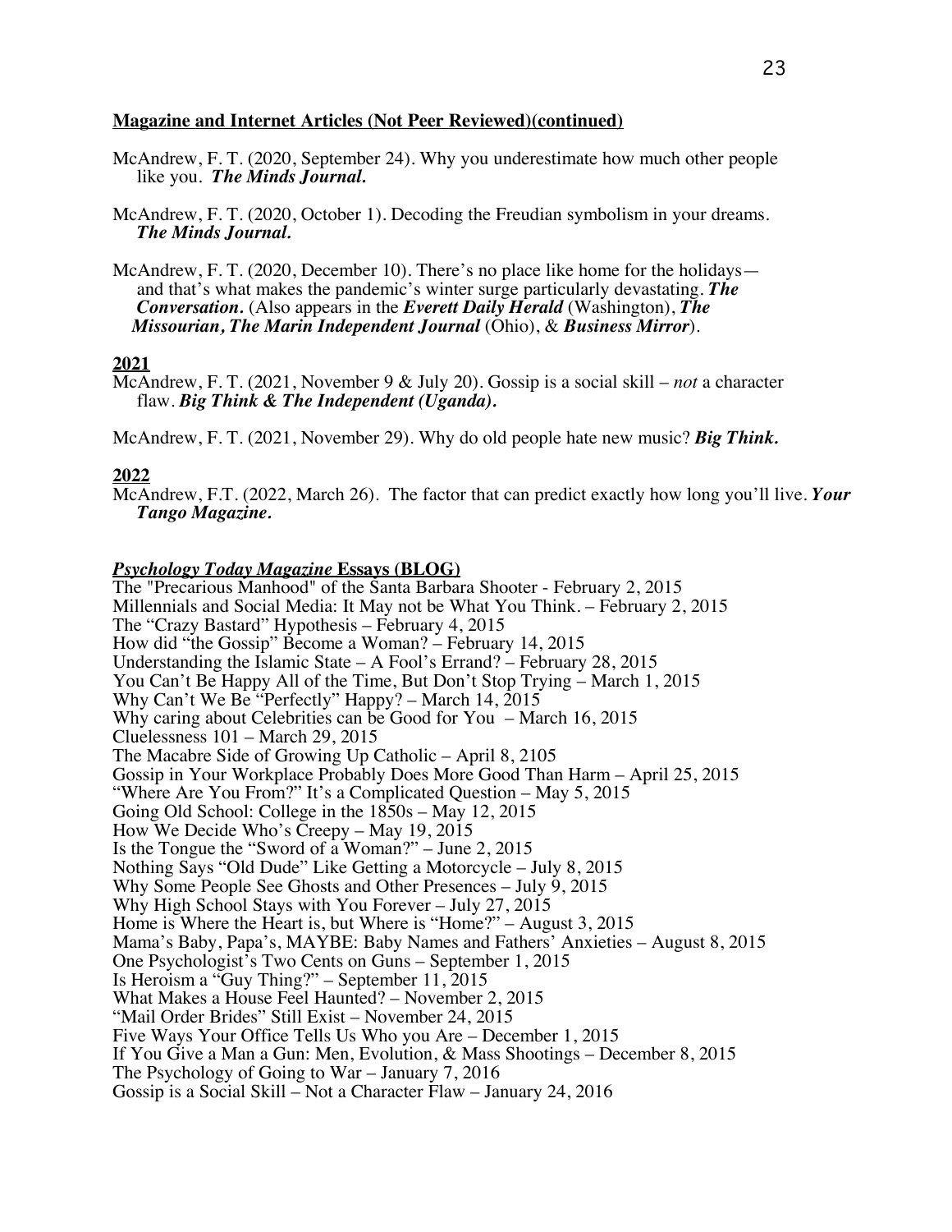**Magazine and Internet Articles (Not Peer Reviewed)(continued)**

McAndrew, F. T. (2020, September 24). Why you underestimate how much other people like you. ***The Minds Journal.***

McAndrew, F. T. (2020, October 1). Decoding the Freudian symbolism in your dreams. ***The Minds Journal.***

McAndrew, F. T. (2020, December 10). There's no place like home for the holidays—and that's what makes the pandemic's winter surge particularly devastating. ***The Conversation.*** (Also appears in the ***Everett Daily Herald*** (Washington), ***The Missourian, The Marin Independent Journal*** (Ohio), & ***Business Mirror***).

**2021**

McAndrew, F. T. (2021, November 9 & July 20). Gossip is a social skill – *not* a character flaw. ***Big Think & The Independent (Uganda).***

McAndrew, F. T. (2021, November 29). Why do old people hate new music? ***Big Think.***

**2022**

McAndrew, F.T. (2022, March 26). The factor that can predict exactly how long you'll live. ***Your Tango Magazine.***

***Psychology Today Magazine* Essays (BLOG)**

The "Precarious Manhood" of the Santa Barbara Shooter - February 2, 2015
Millennials and Social Media: It May not be What You Think. – February 2, 2015
The "Crazy Bastard" Hypothesis – February 4, 2015
How did "the Gossip" Become a Woman? – February 14, 2015
Understanding the Islamic State – A Fool's Errand? – February 28, 2015
You Can't Be Happy All of the Time, But Don't Stop Trying – March 1, 2015
Why Can't We Be "Perfectly" Happy? – March 14, 2015
Why caring about Celebrities can be Good for You – March 16, 2015
Cluelessness 101 – March 29, 2015
The Macabre Side of Growing Up Catholic – April 8, 2105
Gossip in Your Workplace Probably Does More Good Than Harm – April 25, 2015
"Where Are You From?" It's a Complicated Question – May 5, 2015
Going Old School: College in the 1850s – May 12, 2015
How We Decide Who's Creepy – May 19, 2015
Is the Tongue the "Sword of a Woman?" – June 2, 2015
Nothing Says "Old Dude" Like Getting a Motorcycle – July 8, 2015
Why Some People See Ghosts and Other Presences – July 9, 2015
Why High School Stays with You Forever – July 27, 2015
Home is Where the Heart is, but Where is "Home?" – August 3, 2015
Mama's Baby, Papa's, MAYBE: Baby Names and Fathers' Anxieties – August 8, 2015
One Psychologist's Two Cents on Guns – September 1, 2015
Is Heroism a "Guy Thing?" – September 11, 2015
What Makes a House Feel Haunted? – November 2, 2015
"Mail Order Brides" Still Exist – November 24, 2015
Five Ways Your Office Tells Us Who you Are – December 1, 2015
If You Give a Man a Gun: Men, Evolution, & Mass Shootings – December 8, 2015
The Psychology of Going to War – January 7, 2016
Gossip is a Social Skill – Not a Character Flaw – January 24, 2016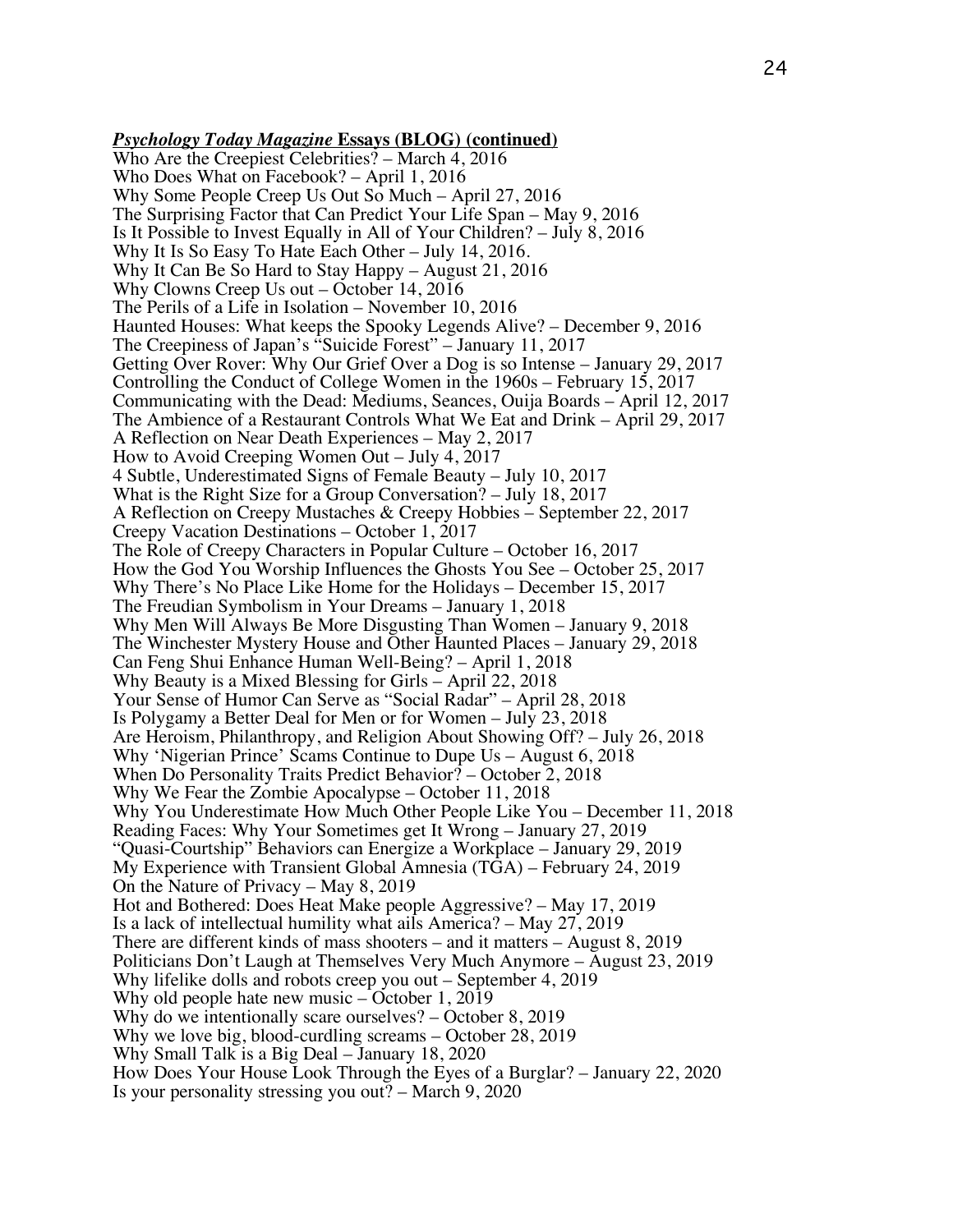***Psychology Today Magazine* Essays (BLOG) (continued)**

Who Are the Creepiest Celebrities? – March 4, 2016
Who Does What on Facebook? – April 1, 2016
Why Some People Creep Us Out So Much – April 27, 2016
The Surprising Factor that Can Predict Your Life Span – May 9, 2016
Is It Possible to Invest Equally in All of Your Children? – July 8, 2016
Why It Is So Easy To Hate Each Other – July 14, 2016.
Why It Can Be So Hard to Stay Happy – August 21, 2016
Why Clowns Creep Us out – October 14, 2016
The Perils of a Life in Isolation – November 10, 2016
Haunted Houses: What keeps the Spooky Legends Alive? – December 9, 2016
The Creepiness of Japan's "Suicide Forest" – January 11, 2017
Getting Over Rover: Why Our Grief Over a Dog is so Intense – January 29, 2017
Controlling the Conduct of College Women in the 1960s – February 15, 2017
Communicating with the Dead: Mediums, Seances, Ouija Boards – April 12, 2017
The Ambience of a Restaurant Controls What We Eat and Drink – April 29, 2017
A Reflection on Near Death Experiences – May 2, 2017
How to Avoid Creeping Women Out – July 4, 2017
4 Subtle, Underestimated Signs of Female Beauty – July 10, 2017
What is the Right Size for a Group Conversation? – July 18, 2017
A Reflection on Creepy Mustaches & Creepy Hobbies – September 22, 2017
Creepy Vacation Destinations – October 1, 2017
The Role of Creepy Characters in Popular Culture – October 16, 2017
How the God You Worship Influences the Ghosts You See – October 25, 2017
Why There's No Place Like Home for the Holidays – December 15, 2017
The Freudian Symbolism in Your Dreams – January 1, 2018
Why Men Will Always Be More Disgusting Than Women – January 9, 2018
The Winchester Mystery House and Other Haunted Places – January 29, 2018
Can Feng Shui Enhance Human Well-Being? – April 1, 2018
Why Beauty is a Mixed Blessing for Girls – April 22, 2018
Your Sense of Humor Can Serve as "Social Radar" – April 28, 2018
Is Polygamy a Better Deal for Men or for Women – July 23, 2018
Are Heroism, Philanthropy, and Religion About Showing Off? – July 26, 2018
Why 'Nigerian Prince' Scams Continue to Dupe Us – August 6, 2018
When Do Personality Traits Predict Behavior? – October 2, 2018
Why We Fear the Zombie Apocalypse – October 11, 2018
Why You Underestimate How Much Other People Like You – December 11, 2018
Reading Faces: Why Your Sometimes get It Wrong – January 27, 2019
"Quasi-Courtship" Behaviors can Energize a Workplace – January 29, 2019
My Experience with Transient Global Amnesia (TGA) – February 24, 2019
On the Nature of Privacy – May 8, 2019
Hot and Bothered: Does Heat Make people Aggressive? – May 17, 2019
Is a lack of intellectual humility what ails America? – May 27, 2019
There are different kinds of mass shooters – and it matters – August 8, 2019
Politicians Don't Laugh at Themselves Very Much Anymore – August 23, 2019
Why lifelike dolls and robots creep you out – September 4, 2019
Why old people hate new music – October 1, 2019
Why do we intentionally scare ourselves? – October 8, 2019
Why we love big, blood-curdling screams – October 28, 2019
Why Small Talk is a Big Deal – January 18, 2020
How Does Your House Look Through the Eyes of a Burglar? – January 22, 2020
Is your personality stressing you out? – March 9, 2020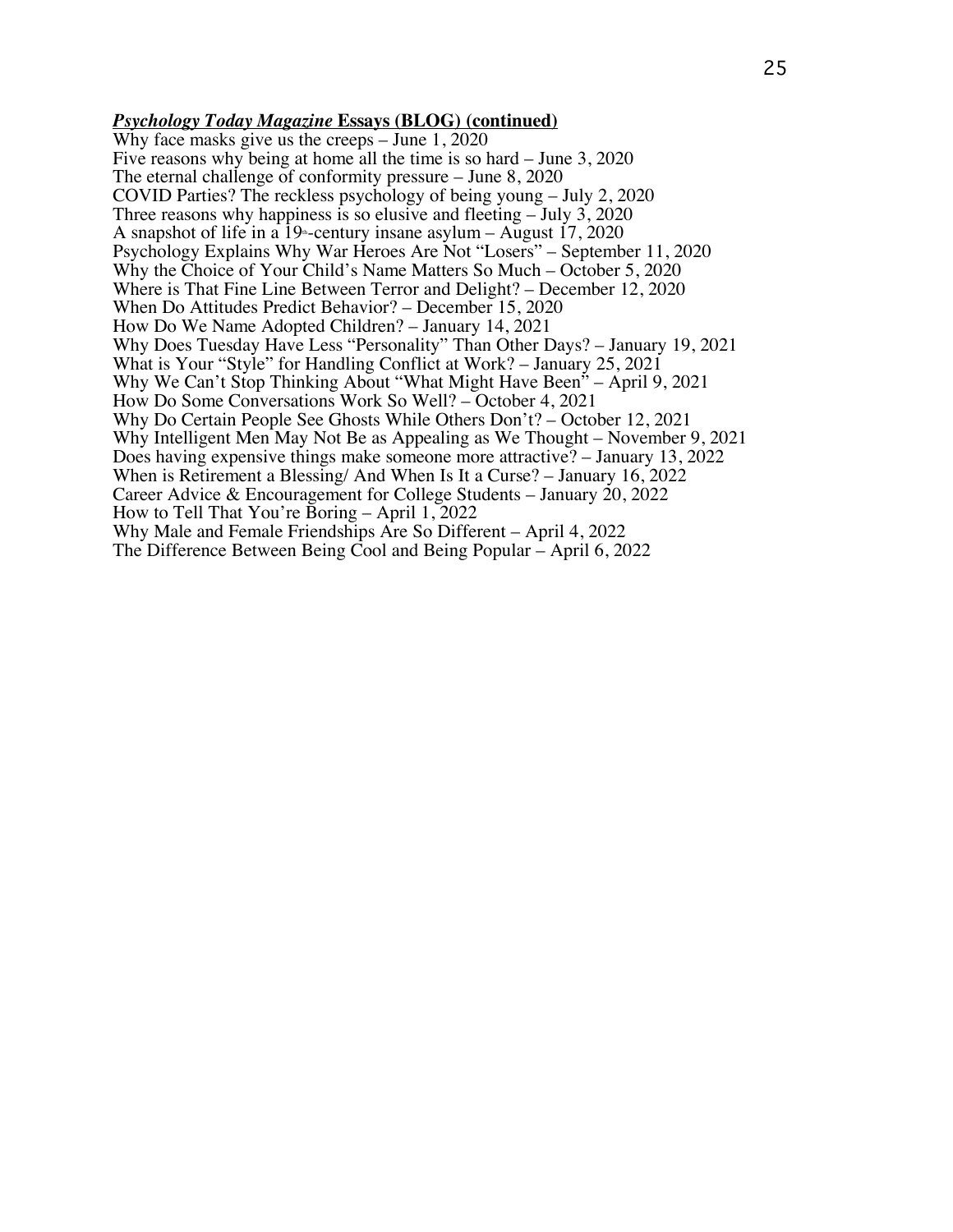***Psychology Today Magazine* Essays (BLOG) (continued)**

Why face masks give us the creeps – June 1, 2020
Five reasons why being at home all the time is so hard – June 3, 2020
The eternal challenge of conformity pressure – June 8, 2020
COVID Parties? The reckless psychology of being young – July 2, 2020
Three reasons why happiness is so elusive and fleeting – July 3, 2020
A snapshot of life in a 19th-century insane asylum – August 17, 2020
Psychology Explains Why War Heroes Are Not "Losers" – September 11, 2020
Why the Choice of Your Child's Name Matters So Much – October 5, 2020
Where is That Fine Line Between Terror and Delight? – December 12, 2020
When Do Attitudes Predict Behavior? – December 15, 2020
How Do We Name Adopted Children? – January 14, 2021
Why Does Tuesday Have Less "Personality" Than Other Days? – January 19, 2021
What is Your "Style" for Handling Conflict at Work? – January 25, 2021
Why We Can't Stop Thinking About "What Might Have Been" – April 9, 2021
How Do Some Conversations Work So Well? – October 4, 2021
Why Do Certain People See Ghosts While Others Don't? – October 12, 2021
Why Intelligent Men May Not Be as Appealing as We Thought – November 9, 2021
Does having expensive things make someone more attractive? – January 13, 2022
When is Retirement a Blessing/ And When Is It a Curse? – January 16, 2022
Career Advice & Encouragement for College Students – January 20, 2022
How to Tell That You're Boring – April 1, 2022
Why Male and Female Friendships Are So Different – April 4, 2022
The Difference Between Being Cool and Being Popular – April 6, 2022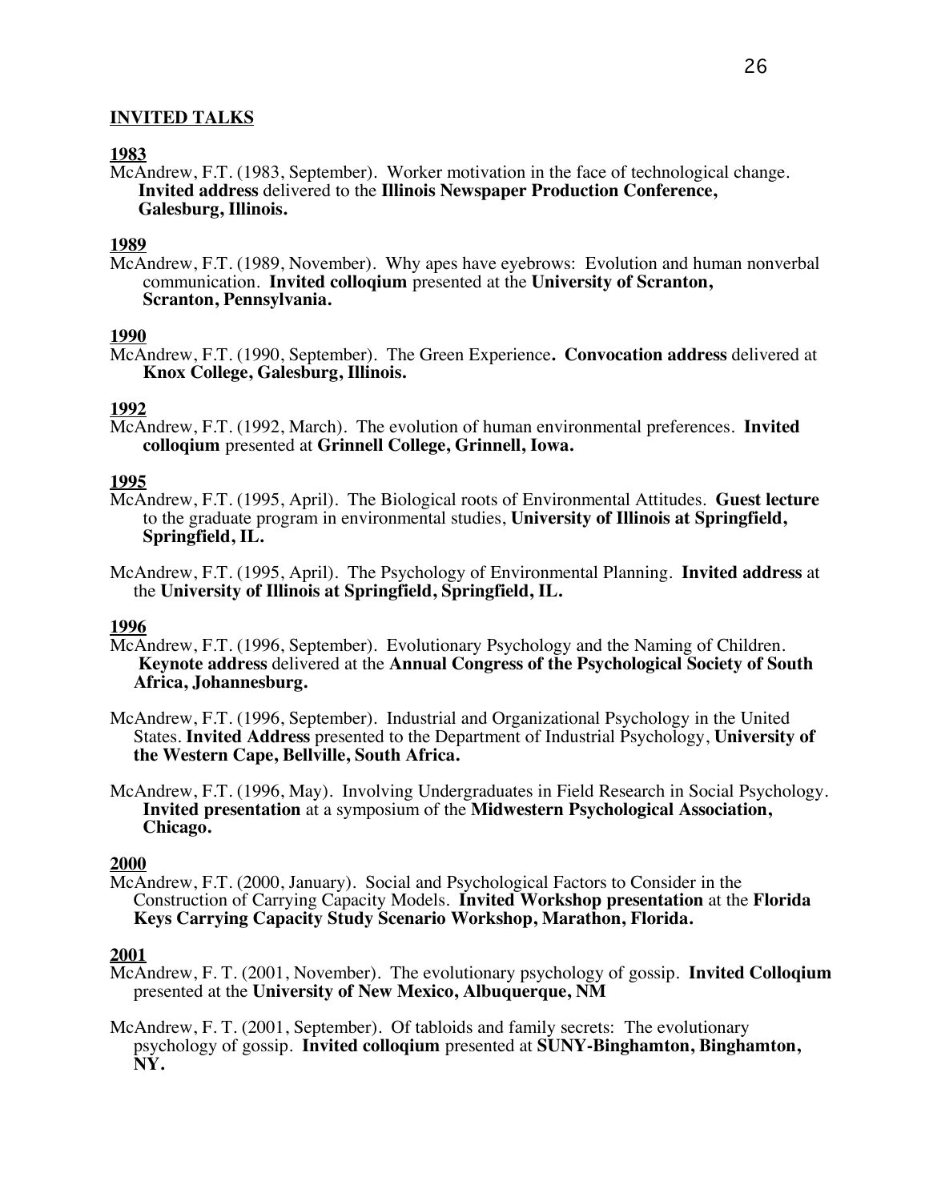## INVITED TALKS

**1983**

McAndrew, F.T. (1983, September). Worker motivation in the face of technological change. **Invited address** delivered to the **Illinois Newspaper Production Conference, Galesburg, Illinois.**

**1989**

McAndrew, F.T. (1989, November). Why apes have eyebrows: Evolution and human nonverbal communication. **Invited colloqium** presented at the **University of Scranton, Scranton, Pennsylvania.**

**1990**

McAndrew, F.T. (1990, September). The Green Experience**. Convocation address** delivered at **Knox College, Galesburg, Illinois.**

**1992**

McAndrew, F.T. (1992, March). The evolution of human environmental preferences. **Invited colloqium** presented at **Grinnell College, Grinnell, Iowa.**

**1995**

McAndrew, F.T. (1995, April). The Biological roots of Environmental Attitudes. **Guest lecture** to the graduate program in environmental studies, **University of Illinois at Springfield, Springfield, IL.**

McAndrew, F.T. (1995, April). The Psychology of Environmental Planning. **Invited address** at the **University of Illinois at Springfield, Springfield, IL.**

**1996**

McAndrew, F.T. (1996, September). Evolutionary Psychology and the Naming of Children. **Keynote address** delivered at the **Annual Congress of the Psychological Society of South Africa, Johannesburg.**

McAndrew, F.T. (1996, September). Industrial and Organizational Psychology in the United States. **Invited Address** presented to the Department of Industrial Psychology, **University of the Western Cape, Bellville, South Africa.**

McAndrew, F.T. (1996, May). Involving Undergraduates in Field Research in Social Psychology. **Invited presentation** at a symposium of the **Midwestern Psychological Association, Chicago.**

**2000**

McAndrew, F.T. (2000, January). Social and Psychological Factors to Consider in the Construction of Carrying Capacity Models. **Invited Workshop presentation** at the **Florida Keys Carrying Capacity Study Scenario Workshop, Marathon, Florida.**

**2001**

McAndrew, F. T. (2001, November). The evolutionary psychology of gossip. **Invited Colloqium** presented at the **University of New Mexico, Albuquerque, NM**

McAndrew, F. T. (2001, September). Of tabloids and family secrets: The evolutionary psychology of gossip. **Invited colloqium** presented at **SUNY-Binghamton, Binghamton, NY.**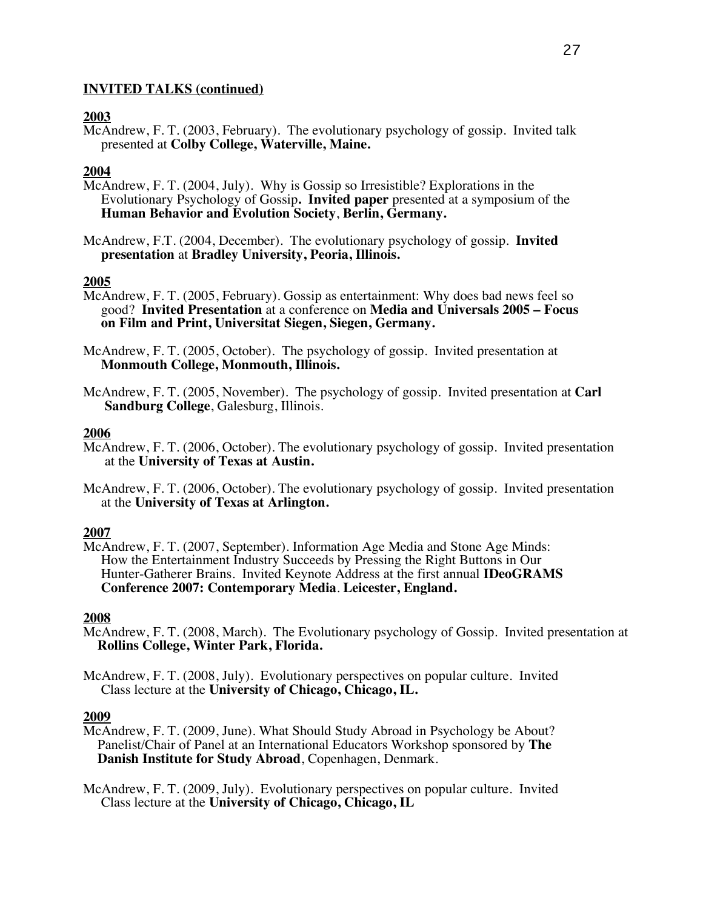## INVITED TALKS (continued)

### 2003

McAndrew, F. T. (2003, February). The evolutionary psychology of gossip. Invited talk presented at **Colby College, Waterville, Maine.**

### 2004

McAndrew, F. T. (2004, July). Why is Gossip so Irresistible? Explorations in the Evolutionary Psychology of Gossip**. Invited paper** presented at a symposium of the **Human Behavior and Evolution Society**, **Berlin, Germany.**

McAndrew, F.T. (2004, December). The evolutionary psychology of gossip. **Invited presentation** at **Bradley University, Peoria, Illinois.**

### 2005

McAndrew, F. T. (2005, February). Gossip as entertainment: Why does bad news feel so good? **Invited Presentation** at a conference on **Media and Universals 2005 – Focus on Film and Print, Universitat Siegen, Siegen, Germany.**

McAndrew, F. T. (2005, October). The psychology of gossip. Invited presentation at **Monmouth College, Monmouth, Illinois.**

McAndrew, F. T. (2005, November). The psychology of gossip. Invited presentation at **Carl Sandburg College**, Galesburg, Illinois.

### 2006

McAndrew, F. T. (2006, October). The evolutionary psychology of gossip. Invited presentation at the **University of Texas at Austin.**

McAndrew, F. T. (2006, October). The evolutionary psychology of gossip. Invited presentation at the **University of Texas at Arlington.**

### 2007

McAndrew, F. T. (2007, September). Information Age Media and Stone Age Minds: How the Entertainment Industry Succeeds by Pressing the Right Buttons in Our Hunter-Gatherer Brains. Invited Keynote Address at the first annual **IDeoGRAMS Conference 2007: Contemporary Media**. **Leicester, England.**

### 2008

McAndrew, F. T. (2008, March). The Evolutionary psychology of Gossip. Invited presentation at **Rollins College, Winter Park, Florida.**

McAndrew, F. T. (2008, July). Evolutionary perspectives on popular culture. Invited Class lecture at the **University of Chicago, Chicago, IL.**

### 2009

McAndrew, F. T. (2009, June). What Should Study Abroad in Psychology be About? Panelist/Chair of Panel at an International Educators Workshop sponsored by **The Danish Institute for Study Abroad**, Copenhagen, Denmark.

McAndrew, F. T. (2009, July). Evolutionary perspectives on popular culture. Invited Class lecture at the **University of Chicago, Chicago, IL**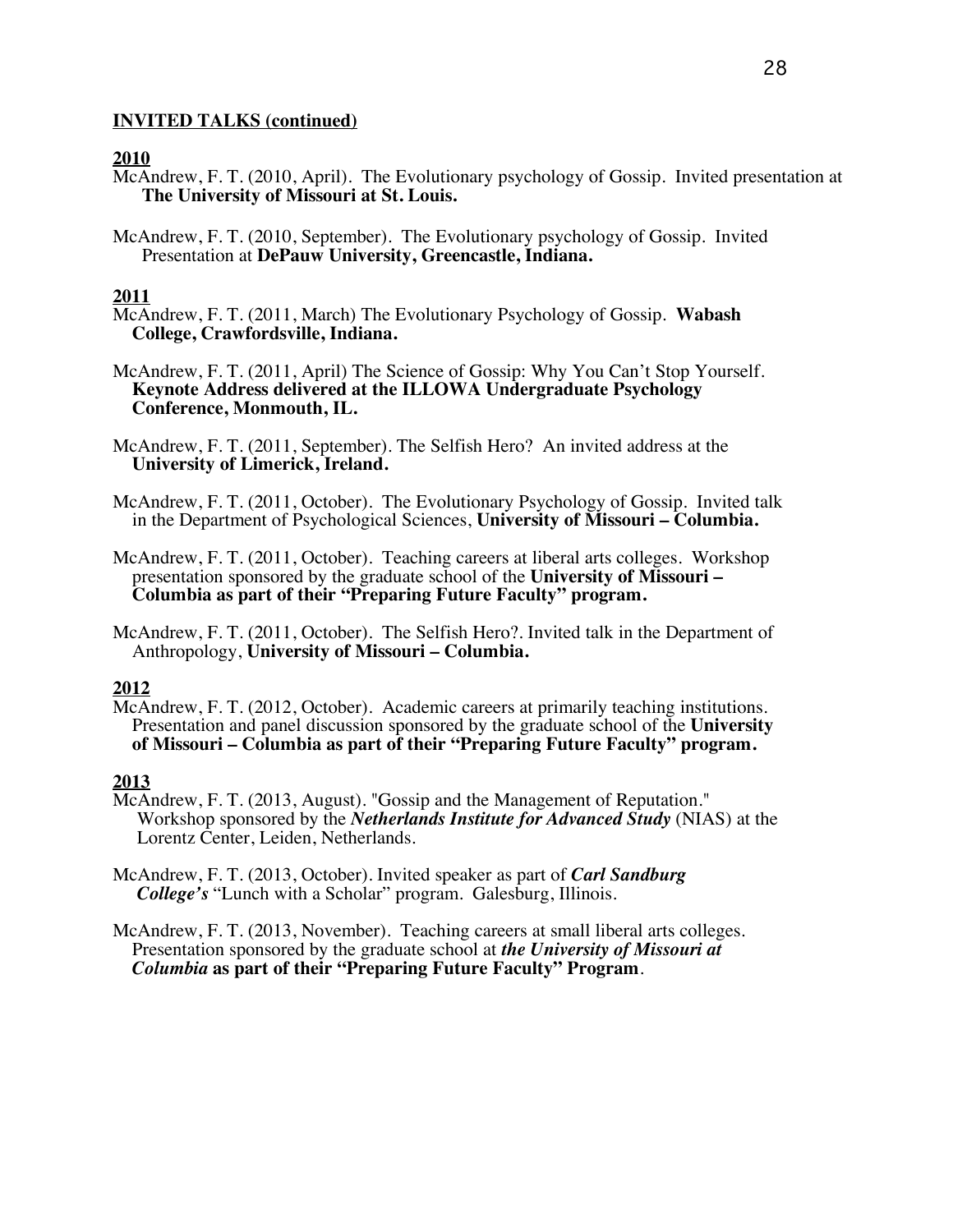**INVITED TALKS (continued)**

**2010**

McAndrew, F. T. (2010, April). The Evolutionary psychology of Gossip. Invited presentation at **The University of Missouri at St. Louis.**

McAndrew, F. T. (2010, September). The Evolutionary psychology of Gossip. Invited Presentation at **DePauw University, Greencastle, Indiana.**

**2011**

McAndrew, F. T. (2011, March) The Evolutionary Psychology of Gossip. **Wabash College, Crawfordsville, Indiana.**

McAndrew, F. T. (2011, April) The Science of Gossip: Why You Can't Stop Yourself. **Keynote Address delivered at the ILLOWA Undergraduate Psychology Conference, Monmouth, IL.**

McAndrew, F. T. (2011, September). The Selfish Hero? An invited address at the **University of Limerick, Ireland.**

McAndrew, F. T. (2011, October). The Evolutionary Psychology of Gossip. Invited talk in the Department of Psychological Sciences, **University of Missouri – Columbia.**

McAndrew, F. T. (2011, October). Teaching careers at liberal arts colleges. Workshop presentation sponsored by the graduate school of the **University of Missouri – Columbia as part of their "Preparing Future Faculty" program.**

McAndrew, F. T. (2011, October). The Selfish Hero?. Invited talk in the Department of Anthropology, **University of Missouri – Columbia.**

**2012**

McAndrew, F. T. (2012, October). Academic careers at primarily teaching institutions. Presentation and panel discussion sponsored by the graduate school of the **University of Missouri – Columbia as part of their "Preparing Future Faculty" program.**

**2013**

McAndrew, F. T. (2013, August). "Gossip and the Management of Reputation." Workshop sponsored by the ***Netherlands Institute for Advanced Study*** (NIAS) at the Lorentz Center, Leiden, Netherlands.

McAndrew, F. T. (2013, October). Invited speaker as part of ***Carl Sandburg College's*** "Lunch with a Scholar" program. Galesburg, Illinois.

McAndrew, F. T. (2013, November). Teaching careers at small liberal arts colleges. Presentation sponsored by the graduate school at ***the University of Missouri at Columbia*** **as part of their "Preparing Future Faculty" Program**.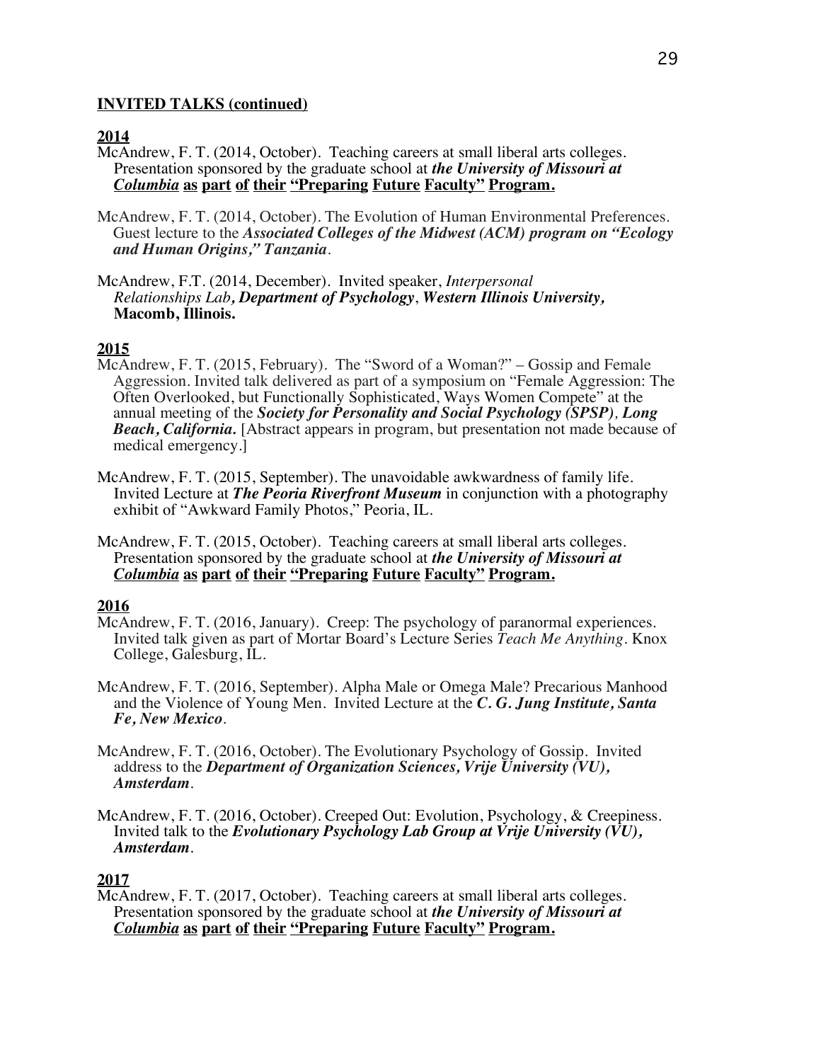**INVITED TALKS (continued)**

**2014**

McAndrew, F. T. (2014, October). Teaching careers at small liberal arts colleges. Presentation sponsored by the graduate school at ***the University of Missouri at Columbia* as part of their "Preparing Future Faculty" Program.**

McAndrew, F. T. (2014, October). The Evolution of Human Environmental Preferences. Guest lecture to the ***Associated Colleges of the Midwest (ACM) program on "Ecology and Human Origins," Tanzania***.

McAndrew, F.T. (2014, December). Invited speaker, *Interpersonal Relationships Lab**, Department of Psychology**,* ***Western Illinois University,*** **Macomb, Illinois.**

**2015**

McAndrew, F. T. (2015, February). The "Sword of a Woman?" – Gossip and Female Aggression. Invited talk delivered as part of a symposium on "Female Aggression: The Often Overlooked, but Functionally Sophisticated, Ways Women Compete" at the annual meeting of the ***Society for Personality and Social Psychology (SPSP), Long Beach, California.*** [Abstract appears in program, but presentation not made because of medical emergency.]

McAndrew, F. T. (2015, September). The unavoidable awkwardness of family life. Invited Lecture at ***The Peoria Riverfront Museum*** in conjunction with a photography exhibit of "Awkward Family Photos," Peoria, IL.

McAndrew, F. T. (2015, October). Teaching careers at small liberal arts colleges. Presentation sponsored by the graduate school at ***the University of Missouri at Columbia* as part of their "Preparing Future Faculty" Program.**

**2016**

McAndrew, F. T. (2016, January). Creep: The psychology of paranormal experiences. Invited talk given as part of Mortar Board's Lecture Series *Teach Me Anything*. Knox College, Galesburg, IL.

McAndrew, F. T. (2016, September). Alpha Male or Omega Male? Precarious Manhood and the Violence of Young Men. Invited Lecture at the ***C. G. Jung Institute, Santa Fe, New Mexico***.

McAndrew, F. T. (2016, October). The Evolutionary Psychology of Gossip. Invited address to the ***Department of Organization Sciences, Vrije University (VU), Amsterdam***.

McAndrew, F. T. (2016, October). Creeped Out: Evolution, Psychology, & Creepiness. Invited talk to the ***Evolutionary Psychology Lab Group at Vrije University (VU), Amsterdam***.

**2017**

McAndrew, F. T. (2017, October). Teaching careers at small liberal arts colleges. Presentation sponsored by the graduate school at ***the University of Missouri at Columbia* as part of their "Preparing Future Faculty" Program.**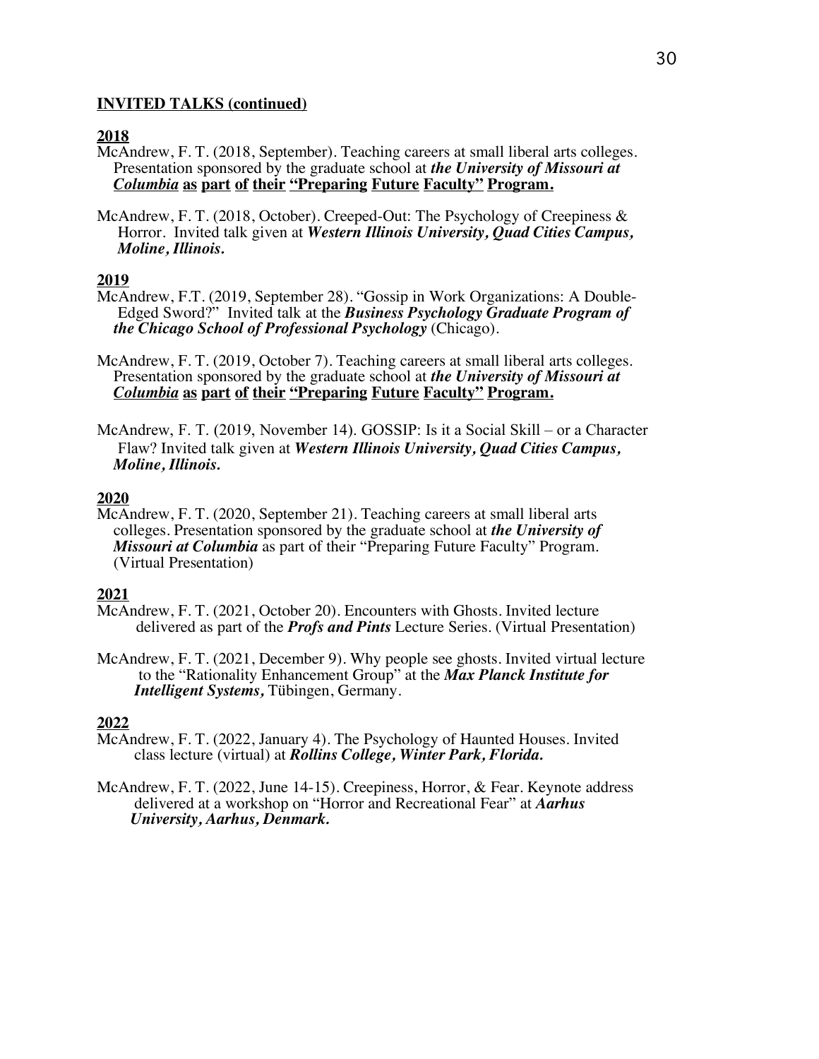**INVITED TALKS (continued)**

**2018**

McAndrew, F. T. (2018, September). Teaching careers at small liberal arts colleges. Presentation sponsored by the graduate school at ***the University of Missouri at Columbia*** **as part of their "Preparing Future Faculty" Program.**

McAndrew, F. T. (2018, October). Creeped-Out: The Psychology of Creepiness & Horror. Invited talk given at ***Western Illinois University, Quad Cities Campus, Moline, Illinois.***

**2019**

McAndrew, F.T. (2019, September 28). "Gossip in Work Organizations: A Double-Edged Sword?" Invited talk at the ***Business Psychology Graduate Program of the Chicago School of Professional Psychology*** (Chicago).

McAndrew, F. T. (2019, October 7). Teaching careers at small liberal arts colleges. Presentation sponsored by the graduate school at ***the University of Missouri at Columbia*** **as part of their "Preparing Future Faculty" Program.**

McAndrew, F. T. (2019, November 14). GOSSIP: Is it a Social Skill – or a Character Flaw? Invited talk given at ***Western Illinois University, Quad Cities Campus, Moline, Illinois.***

**2020**

McAndrew, F. T. (2020, September 21). Teaching careers at small liberal arts colleges. Presentation sponsored by the graduate school at ***the University of Missouri at Columbia*** as part of their "Preparing Future Faculty" Program. (Virtual Presentation)

**2021**

McAndrew, F. T. (2021, October 20). Encounters with Ghosts. Invited lecture delivered as part of the ***Profs and Pints*** Lecture Series. (Virtual Presentation)

McAndrew, F. T. (2021, December 9). Why people see ghosts. Invited virtual lecture to the "Rationality Enhancement Group" at the ***Max Planck Institute for Intelligent Systems,*** Tübingen, Germany.

**2022**

McAndrew, F. T. (2022, January 4). The Psychology of Haunted Houses. Invited class lecture (virtual) at ***Rollins College, Winter Park, Florida.***

McAndrew, F. T. (2022, June 14-15). Creepiness, Horror, & Fear. Keynote address delivered at a workshop on "Horror and Recreational Fear" at ***Aarhus University, Aarhus, Denmark.***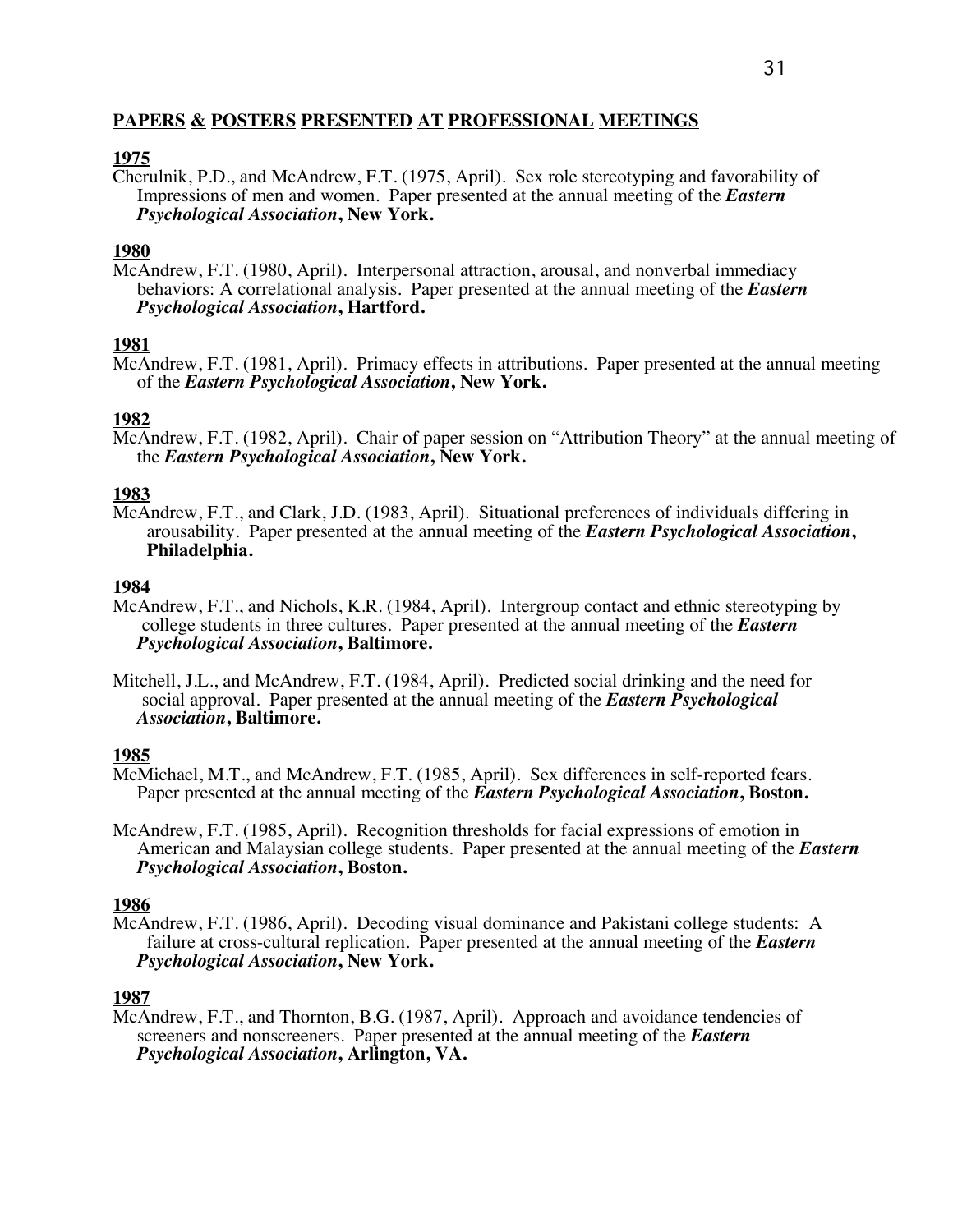## PAPERS & POSTERS PRESENTED AT PROFESSIONAL MEETINGS

**1975**

Cherulnik, P.D., and McAndrew, F.T. (1975, April). Sex role stereotyping and favorability of Impressions of men and women. Paper presented at the annual meeting of the ***Eastern Psychological Association*, New York.**

**1980**

McAndrew, F.T. (1980, April). Interpersonal attraction, arousal, and nonverbal immediacy behaviors: A correlational analysis. Paper presented at the annual meeting of the ***Eastern Psychological Association*, Hartford.**

**1981**

McAndrew, F.T. (1981, April). Primacy effects in attributions. Paper presented at the annual meeting of the ***Eastern Psychological Association*, New York.**

**1982**

McAndrew, F.T. (1982, April). Chair of paper session on "Attribution Theory" at the annual meeting of the ***Eastern Psychological Association*, New York.**

**1983**

McAndrew, F.T., and Clark, J.D. (1983, April). Situational preferences of individuals differing in arousability. Paper presented at the annual meeting of the ***Eastern Psychological Association*, Philadelphia.**

**1984**

McAndrew, F.T., and Nichols, K.R. (1984, April). Intergroup contact and ethnic stereotyping by college students in three cultures. Paper presented at the annual meeting of the ***Eastern Psychological Association*, Baltimore.**

Mitchell, J.L., and McAndrew, F.T. (1984, April). Predicted social drinking and the need for social approval. Paper presented at the annual meeting of the ***Eastern Psychological Association*, Baltimore.**

**1985**

McMichael, M.T., and McAndrew, F.T. (1985, April). Sex differences in self-reported fears. Paper presented at the annual meeting of the ***Eastern Psychological Association*, Boston.**

McAndrew, F.T. (1985, April). Recognition thresholds for facial expressions of emotion in American and Malaysian college students. Paper presented at the annual meeting of the ***Eastern Psychological Association*, Boston.**

**1986**

McAndrew, F.T. (1986, April). Decoding visual dominance and Pakistani college students: A failure at cross-cultural replication. Paper presented at the annual meeting of the ***Eastern Psychological Association*, New York.**

**1987**

McAndrew, F.T., and Thornton, B.G. (1987, April). Approach and avoidance tendencies of screeners and nonscreeners. Paper presented at the annual meeting of the ***Eastern Psychological Association*, Arlington, VA.**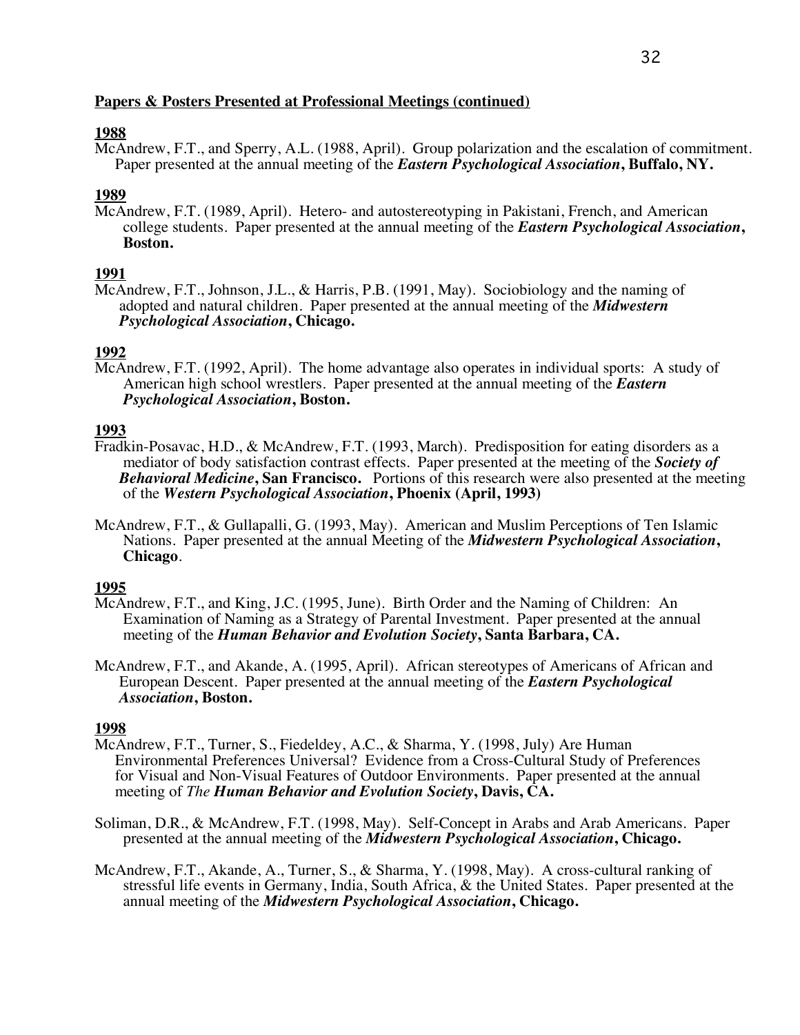**Papers & Posters Presented at Professional Meetings (continued)**

**1988**

McAndrew, F.T., and Sperry, A.L. (1988, April). Group polarization and the escalation of commitment. Paper presented at the annual meeting of the ***Eastern Psychological Association*, Buffalo, NY.**

**1989**

McAndrew, F.T. (1989, April). Hetero- and autostereotyping in Pakistani, French, and American college students. Paper presented at the annual meeting of the ***Eastern Psychological Association*, Boston.**

**1991**

McAndrew, F.T., Johnson, J.L., & Harris, P.B. (1991, May). Sociobiology and the naming of adopted and natural children. Paper presented at the annual meeting of the ***Midwestern Psychological Association*, Chicago.**

**1992**

McAndrew, F.T. (1992, April). The home advantage also operates in individual sports: A study of American high school wrestlers. Paper presented at the annual meeting of the ***Eastern Psychological Association*, Boston.**

**1993**

Fradkin-Posavac, H.D., & McAndrew, F.T. (1993, March). Predisposition for eating disorders as a mediator of body satisfaction contrast effects. Paper presented at the meeting of the ***Society of Behavioral Medicine*, San Francisco.** Portions of this research were also presented at the meeting of the ***Western Psychological Association*, Phoenix (April, 1993)**

McAndrew, F.T., & Gullapalli, G. (1993, May). American and Muslim Perceptions of Ten Islamic Nations. Paper presented at the annual Meeting of the ***Midwestern Psychological Association*, Chicago**.

**1995**

McAndrew, F.T., and King, J.C. (1995, June). Birth Order and the Naming of Children: An Examination of Naming as a Strategy of Parental Investment. Paper presented at the annual meeting of the ***Human Behavior and Evolution Society*, Santa Barbara, CA.**

McAndrew, F.T., and Akande, A. (1995, April). African stereotypes of Americans of African and European Descent. Paper presented at the annual meeting of the ***Eastern Psychological Association*, Boston.**

**1998**

McAndrew, F.T., Turner, S., Fiedeldey, A.C., & Sharma, Y. (1998, July) Are Human Environmental Preferences Universal? Evidence from a Cross-Cultural Study of Preferences for Visual and Non-Visual Features of Outdoor Environments. Paper presented at the annual meeting of *The* ***Human Behavior and Evolution Society*, Davis, CA.**

Soliman, D.R., & McAndrew, F.T. (1998, May). Self-Concept in Arabs and Arab Americans. Paper presented at the annual meeting of the ***Midwestern Psychological Association*, Chicago.**

McAndrew, F.T., Akande, A., Turner, S., & Sharma, Y. (1998, May). A cross-cultural ranking of stressful life events in Germany, India, South Africa, & the United States. Paper presented at the annual meeting of the ***Midwestern Psychological Association*, Chicago.**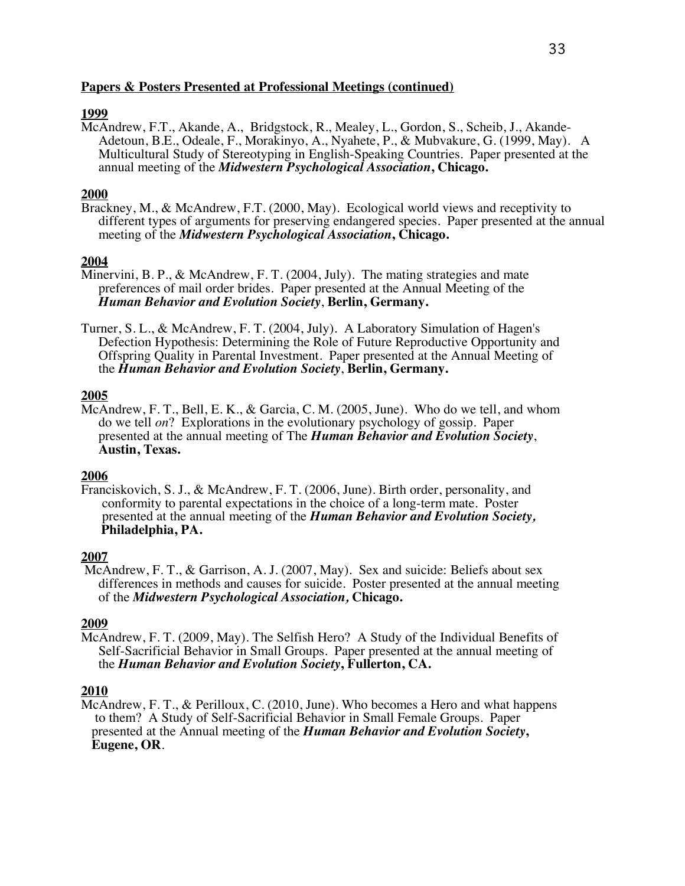**<u>Papers & Posters Presented at Professional Meetings (continued)</u>**

**<u>1999</u>**

McAndrew, F.T., Akande, A., Bridgstock, R., Mealey, L., Gordon, S., Scheib, J., Akande-Adetoun, B.E., Odeale, F., Morakinyo, A., Nyahete, P., & Mubvakure, G. (1999, May). A Multicultural Study of Stereotyping in English-Speaking Countries. Paper presented at the annual meeting of the ***Midwestern Psychological Association*****, Chicago.**

**<u>2000</u>**

Brackney, M., & McAndrew, F.T. (2000, May). Ecological world views and receptivity to different types of arguments for preserving endangered species. Paper presented at the annual meeting of the ***Midwestern Psychological Association*****, Chicago.**

**<u>2004</u>**

Minervini, B. P., & McAndrew, F. T. (2004, July). The mating strategies and mate preferences of mail order brides. Paper presented at the Annual Meeting of the ***Human Behavior and Evolution Society***, **Berlin, Germany.**

Turner, S. L., & McAndrew, F. T. (2004, July). A Laboratory Simulation of Hagen's Defection Hypothesis: Determining the Role of Future Reproductive Opportunity and Offspring Quality in Parental Investment. Paper presented at the Annual Meeting of the ***Human Behavior and Evolution Society***, **Berlin, Germany.**

**<u>2005</u>**

McAndrew, F. T., Bell, E. K., & Garcia, C. M. (2005, June). Who do we tell, and whom do we tell *on*? Explorations in the evolutionary psychology of gossip. Paper presented at the annual meeting of The ***Human Behavior and Evolution Society***, **Austin, Texas.**

**<u>2006</u>**

Franciskovich, S. J., & McAndrew, F. T. (2006, June). Birth order, personality, and conformity to parental expectations in the choice of a long-term mate. Poster presented at the annual meeting of the ***Human Behavior and Evolution Society,*** **Philadelphia, PA.**

**<u>2007</u>**

McAndrew, F. T., & Garrison, A. J. (2007, May). Sex and suicide: Beliefs about sex differences in methods and causes for suicide. Poster presented at the annual meeting of the ***Midwestern Psychological Association,*** **Chicago.**

**<u>2009</u>**

McAndrew, F. T. (2009, May). The Selfish Hero? A Study of the Individual Benefits of Self-Sacrificial Behavior in Small Groups. Paper presented at the annual meeting of the ***Human Behavior and Evolution Society*****, Fullerton, CA.**

**<u>2010</u>**

McAndrew, F. T., & Perilloux, C. (2010, June). Who becomes a Hero and what happens to them? A Study of Self-Sacrificial Behavior in Small Female Groups. Paper presented at the Annual meeting of the ***Human Behavior and Evolution Society*****, Eugene, OR**.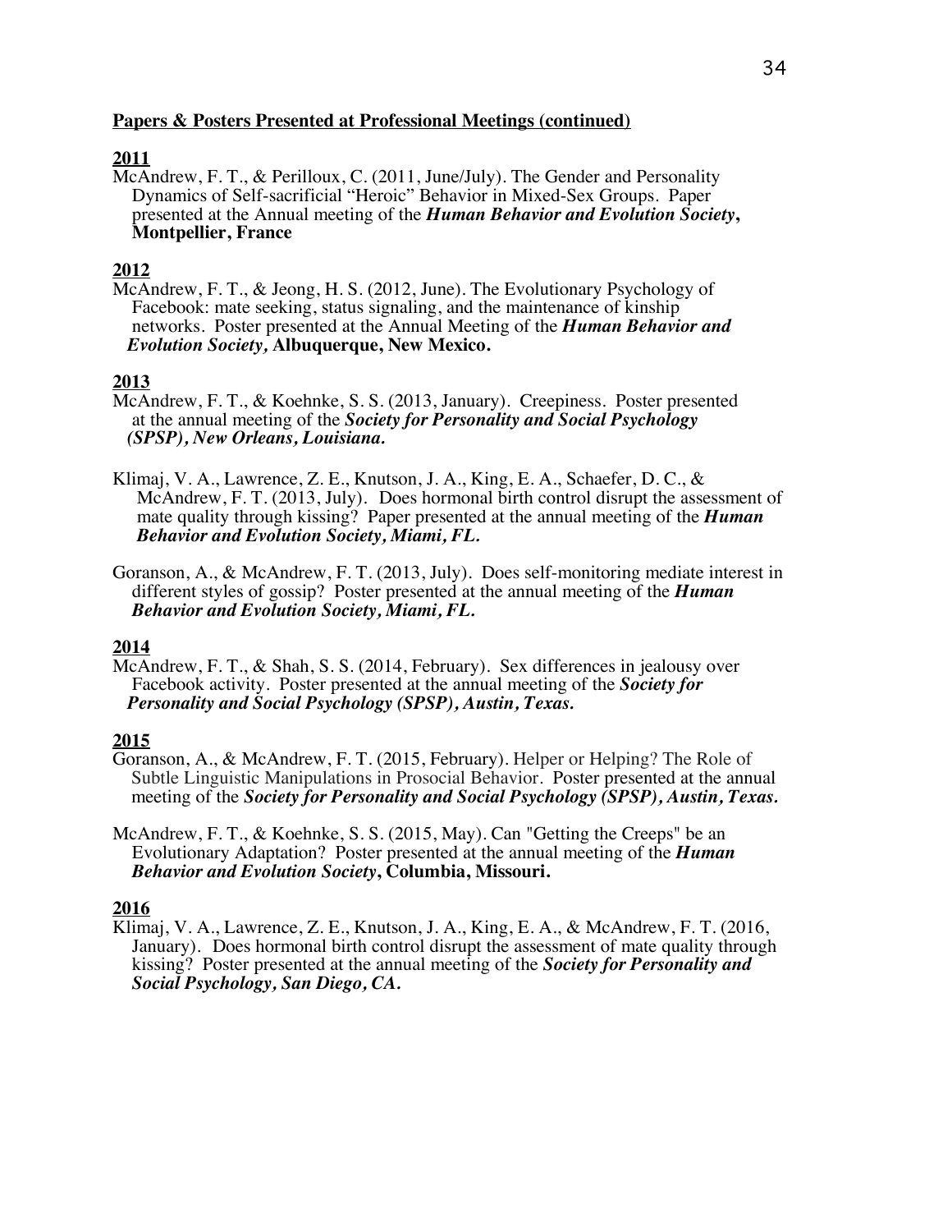**Papers & Posters Presented at Professional Meetings (continued)**

**2011**

McAndrew, F. T., & Perilloux, C. (2011, June/July). The Gender and Personality Dynamics of Self-sacrificial "Heroic" Behavior in Mixed-Sex Groups. Paper presented at the Annual meeting of the ***Human Behavior and Evolution Society*****, Montpellier, France**

**2012**

McAndrew, F. T., & Jeong, H. S. (2012, June). The Evolutionary Psychology of Facebook: mate seeking, status signaling, and the maintenance of kinship networks. Poster presented at the Annual Meeting of the ***Human Behavior and Evolution Society*****, Albuquerque, New Mexico.**

**2013**

McAndrew, F. T., & Koehnke, S. S. (2013, January). Creepiness. Poster presented at the annual meeting of the ***Society for Personality and Social Psychology (SPSP), New Orleans, Louisiana.***

Klimaj, V. A., Lawrence, Z. E., Knutson, J. A., King, E. A., Schaefer, D. C., & McAndrew, F. T. (2013, July). Does hormonal birth control disrupt the assessment of mate quality through kissing? Paper presented at the annual meeting of the ***Human Behavior and Evolution Society, Miami, FL.***

Goranson, A., & McAndrew, F. T. (2013, July). Does self-monitoring mediate interest in different styles of gossip? Poster presented at the annual meeting of the ***Human Behavior and Evolution Society, Miami, FL.***

**2014**

McAndrew, F. T., & Shah, S. S. (2014, February). Sex differences in jealousy over Facebook activity. Poster presented at the annual meeting of the ***Society for Personality and Social Psychology (SPSP), Austin, Texas.***

**2015**

Goranson, A., & McAndrew, F. T. (2015, February). Helper or Helping? The Role of Subtle Linguistic Manipulations in Prosocial Behavior. Poster presented at the annual meeting of the ***Society for Personality and Social Psychology (SPSP), Austin, Texas.***

McAndrew, F. T., & Koehnke, S. S. (2015, May). Can "Getting the Creeps" be an Evolutionary Adaptation? Poster presented at the annual meeting of the ***Human Behavior and Evolution Society*****, Columbia, Missouri.**

**2016**

Klimaj, V. A., Lawrence, Z. E., Knutson, J. A., King, E. A., & McAndrew, F. T. (2016, January). Does hormonal birth control disrupt the assessment of mate quality through kissing? Poster presented at the annual meeting of the ***Society for Personality and Social Psychology, San Diego, CA.***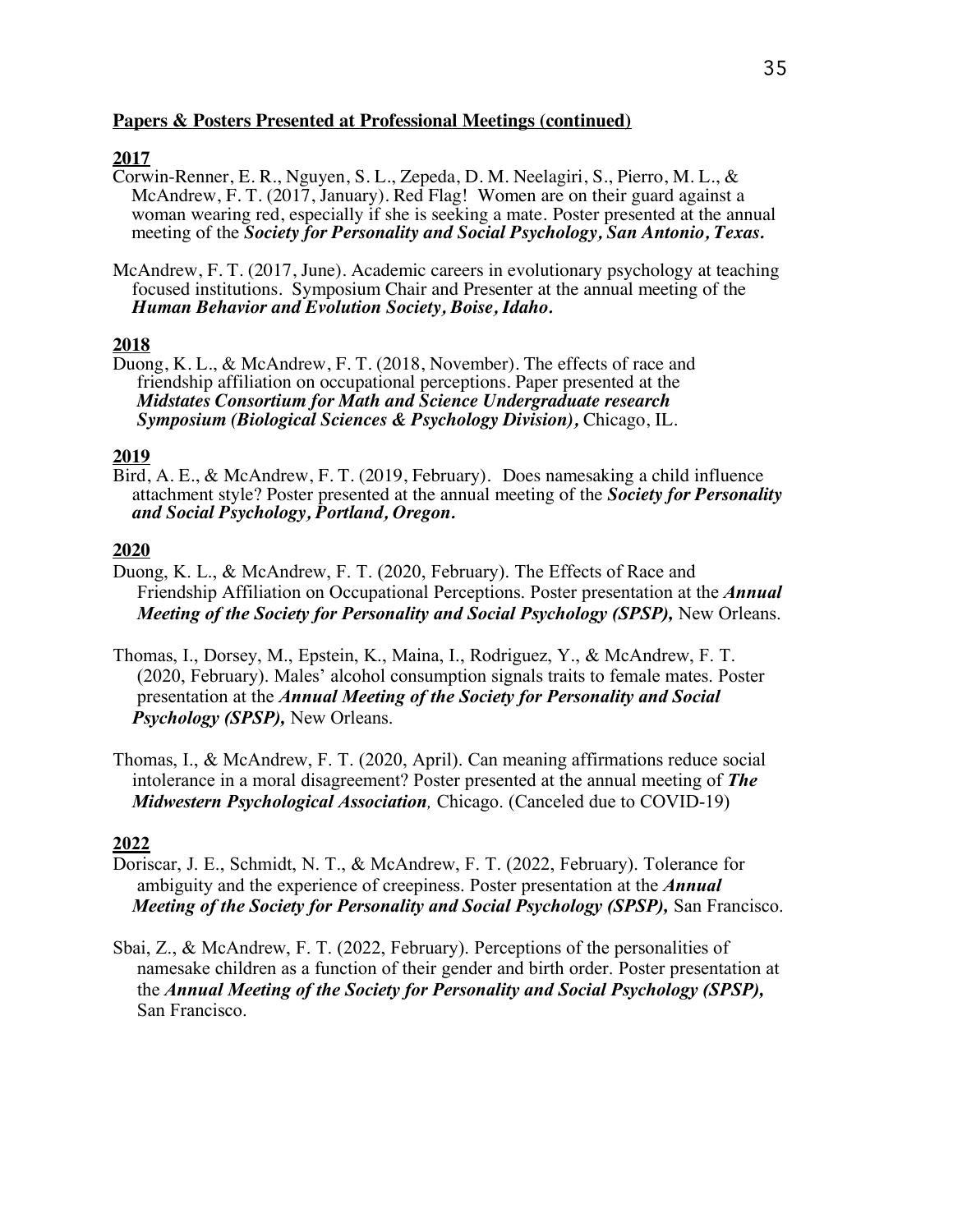**Papers & Posters Presented at Professional Meetings (continued)**

**2017**

Corwin-Renner, E. R., Nguyen, S. L., Zepeda, D. M. Neelagiri, S., Pierro, M. L., & McAndrew, F. T. (2017, January). Red Flag! Women are on their guard against a woman wearing red, especially if she is seeking a mate. Poster presented at the annual meeting of the ***Society for Personality and Social Psychology, San Antonio, Texas.***

McAndrew, F. T. (2017, June). Academic careers in evolutionary psychology at teaching focused institutions. Symposium Chair and Presenter at the annual meeting of the ***Human Behavior and Evolution Society, Boise, Idaho.***

**2018**

Duong, K. L., & McAndrew, F. T. (2018, November). The effects of race and friendship affiliation on occupational perceptions. Paper presented at the ***Midstates Consortium for Math and Science Undergraduate research Symposium (Biological Sciences & Psychology Division),*** Chicago, IL.

**2019**

Bird, A. E., & McAndrew, F. T. (2019, February). Does namesaking a child influence attachment style? Poster presented at the annual meeting of the ***Society for Personality and Social Psychology, Portland, Oregon.***

**2020**

Duong, K. L., & McAndrew, F. T. (2020, February). The Effects of Race and Friendship Affiliation on Occupational Perceptions. Poster presentation at the ***Annual Meeting of the Society for Personality and Social Psychology (SPSP),*** New Orleans.

Thomas, I., Dorsey, M., Epstein, K., Maina, I., Rodriguez, Y., & McAndrew, F. T. (2020, February). Males' alcohol consumption signals traits to female mates. Poster presentation at the ***Annual Meeting of the Society for Personality and Social Psychology (SPSP),*** New Orleans.

Thomas, I., & McAndrew, F. T. (2020, April). Can meaning affirmations reduce social intolerance in a moral disagreement? Poster presented at the annual meeting of ***The Midwestern Psychological Association,*** Chicago. (Canceled due to COVID-19)

**2022**

Doriscar, J. E., Schmidt, N. T., & McAndrew, F. T. (2022, February). Tolerance for ambiguity and the experience of creepiness. Poster presentation at the ***Annual Meeting of the Society for Personality and Social Psychology (SPSP),*** San Francisco.

Sbai, Z., & McAndrew, F. T. (2022, February). Perceptions of the personalities of namesake children as a function of their gender and birth order. Poster presentation at the ***Annual Meeting of the Society for Personality and Social Psychology (SPSP),*** San Francisco.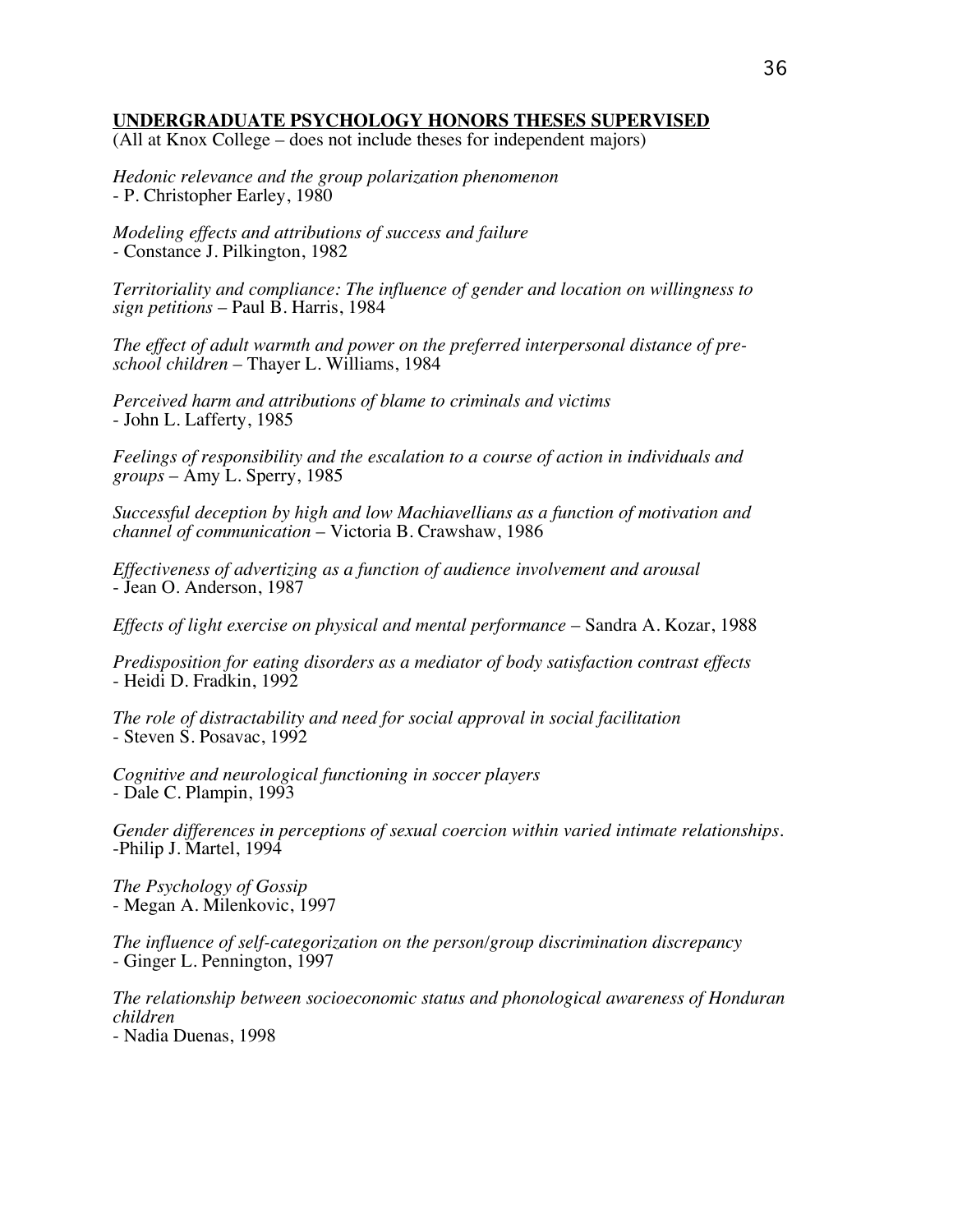**UNDERGRADUATE PSYCHOLOGY HONORS THESES SUPERVISED**

(All at Knox College – does not include theses for independent majors)

*Hedonic relevance and the group polarization phenomenon*
- P. Christopher Earley, 1980

*Modeling effects and attributions of success and failure*
- Constance J. Pilkington, 1982

*Territoriality and compliance: The influence of gender and location on willingness to sign petitions* – Paul B. Harris, 1984

*The effect of adult warmth and power on the preferred interpersonal distance of pre-school children* – Thayer L. Williams, 1984

*Perceived harm and attributions of blame to criminals and victims*
- John L. Lafferty, 1985

*Feelings of responsibility and the escalation to a course of action in individuals and groups* – Amy L. Sperry, 1985

*Successful deception by high and low Machiavellians as a function of motivation and channel of communication* – Victoria B. Crawshaw, 1986

*Effectiveness of advertizing as a function of audience involvement and arousal*
- Jean O. Anderson, 1987

*Effects of light exercise on physical and mental performance* – Sandra A. Kozar, 1988

*Predisposition for eating disorders as a mediator of body satisfaction contrast effects*
- Heidi D. Fradkin, 1992

*The role of distractability and need for social approval in social facilitation*
- Steven S. Posavac, 1992

*Cognitive and neurological functioning in soccer players*
- Dale C. Plampin, 1993

*Gender differences in perceptions of sexual coercion within varied intimate relationships.*
-Philip J. Martel, 1994

*The Psychology of Gossip*
- Megan A. Milenkovic, 1997

*The influence of self-categorization on the person/group discrimination discrepancy*
- Ginger L. Pennington, 1997

*The relationship between socioeconomic status and phonological awareness of Honduran children*
- Nadia Duenas, 1998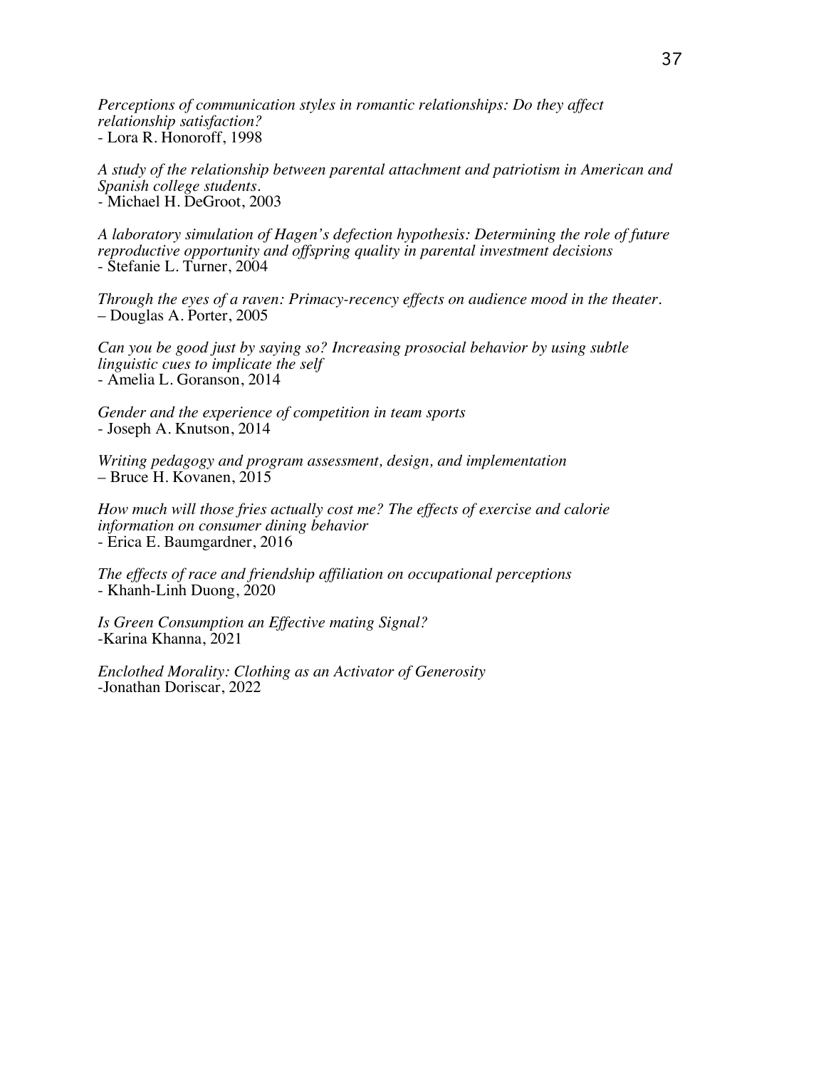*Perceptions of communication styles in romantic relationships: Do they affect relationship satisfaction?*
- Lora R. Honoroff, 1998

*A study of the relationship between parental attachment and patriotism in American and Spanish college students.*
- Michael H. DeGroot, 2003

*A laboratory simulation of Hagen's defection hypothesis: Determining the role of future reproductive opportunity and offspring quality in parental investment decisions*
- Stefanie L. Turner, 2004

*Through the eyes of a raven: Primacy-recency effects on audience mood in the theater.*
– Douglas A. Porter, 2005

*Can you be good just by saying so? Increasing prosocial behavior by using subtle linguistic cues to implicate the self*
- Amelia L. Goranson, 2014

*Gender and the experience of competition in team sports*
- Joseph A. Knutson, 2014

*Writing pedagogy and program assessment, design, and implementation*
– Bruce H. Kovanen, 2015

*How much will those fries actually cost me? The effects of exercise and calorie information on consumer dining behavior*
- Erica E. Baumgardner, 2016

*The effects of race and friendship affiliation on occupational perceptions*
- Khanh-Linh Duong, 2020

*Is Green Consumption an Effective mating Signal?*
-Karina Khanna, 2021

*Enclothed Morality: Clothing as an Activator of Generosity*
-Jonathan Doriscar, 2022